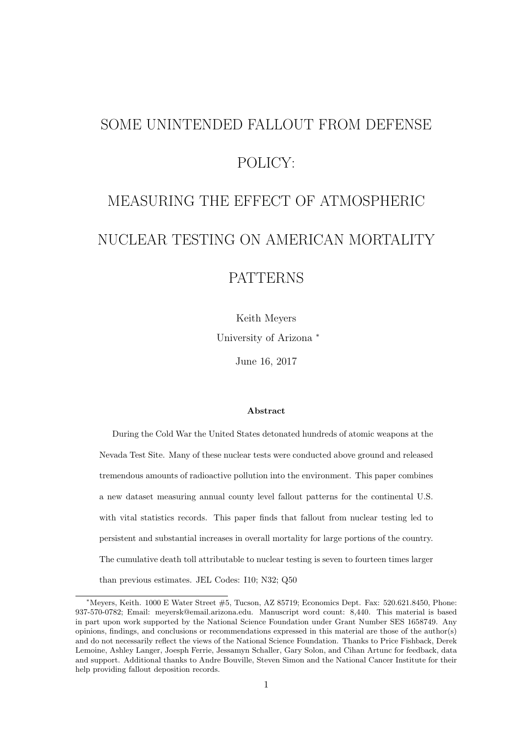# SOME UNINTENDED FALLOUT FROM DEFENSE POLICY:

# MEASURING THE EFFECT OF ATMOSPHERIC NUCLEAR TESTING ON AMERICAN MORTALITY PATTERNS

Keith Meyers

University of Arizona *

June 16, 2017

**Abstract**

During the Cold War the United States detonated hundreds of atomic weapons at the Nevada Test Site. Many of these nuclear tests were conducted above ground and released tremendous amounts of radioactive pollution into the environment. This paper combines a new dataset measuring annual county level fallout patterns for the continental U.S. with vital statistics records. This paper finds that fallout from nuclear testing led to persistent and substantial increases in overall mortality for large portions of the country. The cumulative death toll attributable to nuclear testing is seven to fourteen times larger than previous estimates. JEL Codes: I10; N32; Q50

---

*Meyers, Keith. 1000 E Water Street #5, Tucson, AZ 85719; Economics Dept. Fax: 520.621.8450, Phone: 937-570-0782; Email: meyersk@email.arizona.edu. Manuscript word count: 8,440. This material is based in part upon work supported by the National Science Foundation under Grant Number SES 1658749. Any opinions, findings, and conclusions or recommendations expressed in this material are those of the author(s) and do not necessarily reflect the views of the National Science Foundation. Thanks to Price Fishback, Derek Lemoine, Ashley Langer, Joesph Ferrie, Jessamyn Schaller, Gary Solon, and Cihan Artunc for feedback, data and support. Additional thanks to Andre Bouville, Steven Simon and the National Cancer Institute for their help providing fallout deposition records.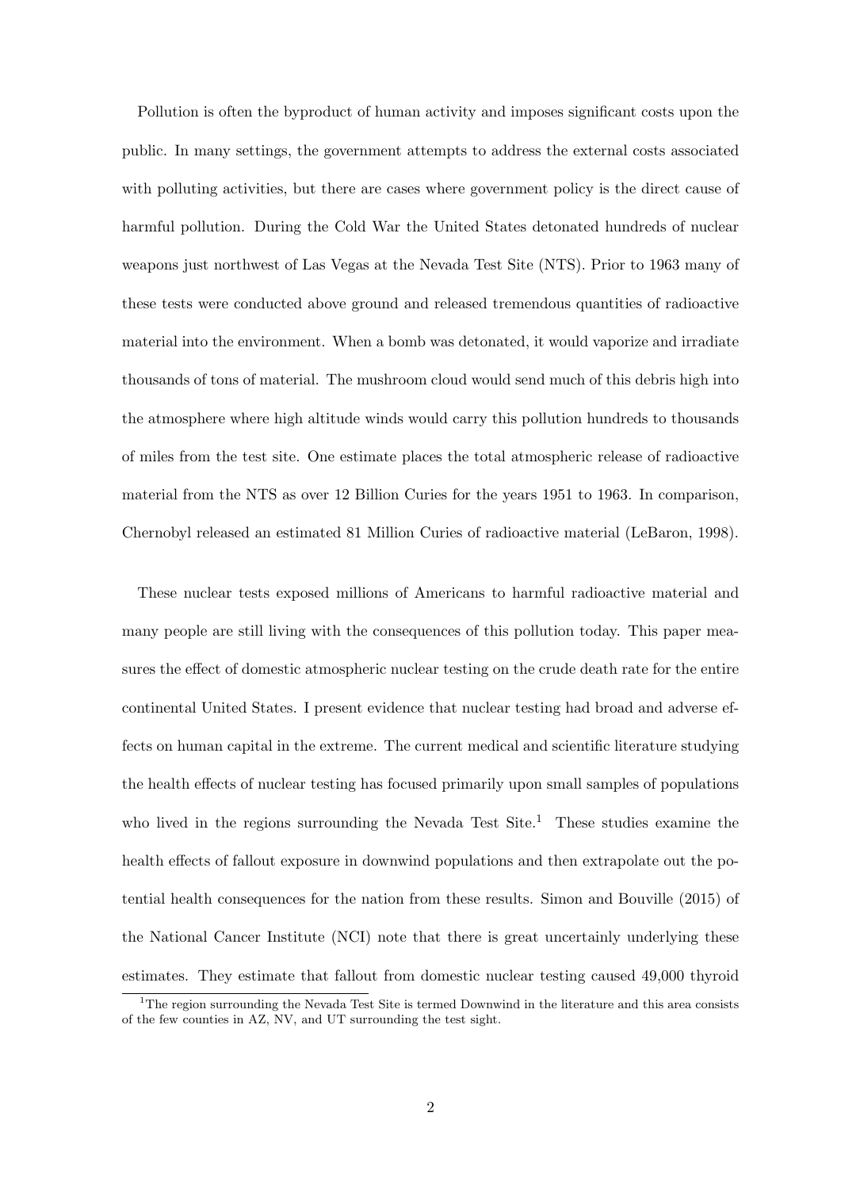Pollution is often the byproduct of human activity and imposes significant costs upon the public. In many settings, the government attempts to address the external costs associated with polluting activities, but there are cases where government policy is the direct cause of harmful pollution. During the Cold War the United States detonated hundreds of nuclear weapons just northwest of Las Vegas at the Nevada Test Site (NTS). Prior to 1963 many of these tests were conducted above ground and released tremendous quantities of radioactive material into the environment. When a bomb was detonated, it would vaporize and irradiate thousands of tons of material. The mushroom cloud would send much of this debris high into the atmosphere where high altitude winds would carry this pollution hundreds to thousands of miles from the test site. One estimate places the total atmospheric release of radioactive material from the NTS as over 12 Billion Curies for the years 1951 to 1963. In comparison, Chernobyl released an estimated 81 Million Curies of radioactive material (LeBaron, 1998).

These nuclear tests exposed millions of Americans to harmful radioactive material and many people are still living with the consequences of this pollution today. This paper measures the effect of domestic atmospheric nuclear testing on the crude death rate for the entire continental United States. I present evidence that nuclear testing had broad and adverse effects on human capital in the extreme. The current medical and scientific literature studying the health effects of nuclear testing has focused primarily upon small samples of populations who lived in the regions surrounding the Nevada Test Site.[1] These studies examine the health effects of fallout exposure in downwind populations and then extrapolate out the potential health consequences for the nation from these results. Simon and Bouville (2015) of the National Cancer Institute (NCI) note that there is great uncertainly underlying these estimates. They estimate that fallout from domestic nuclear testing caused 49,000 thyroid

[1]The region surrounding the Nevada Test Site is termed Downwind in the literature and this area consists of the few counties in AZ, NV, and UT surrounding the test sight.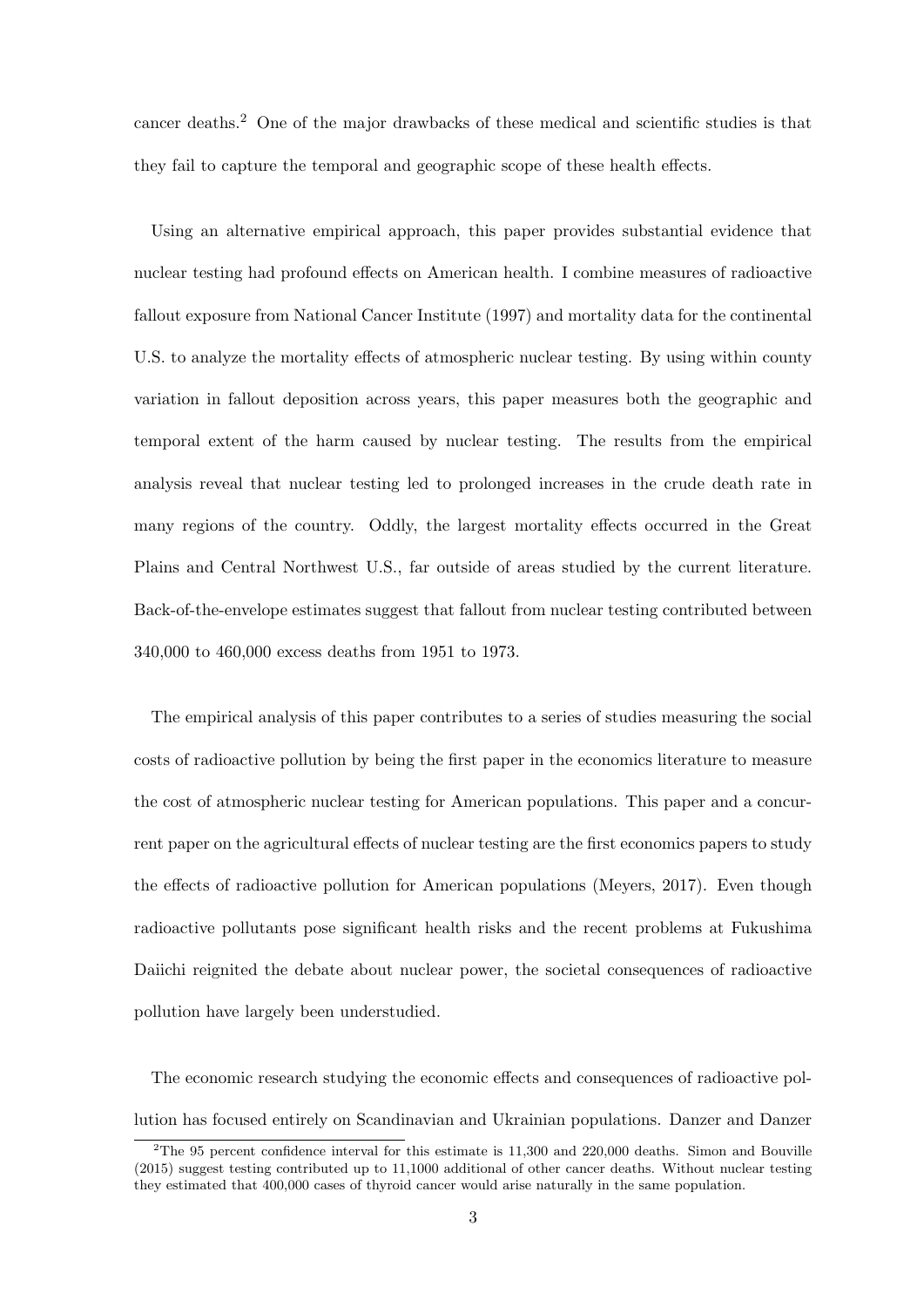cancer deaths.[2] One of the major drawbacks of these medical and scientific studies is that they fail to capture the temporal and geographic scope of these health effects.

Using an alternative empirical approach, this paper provides substantial evidence that nuclear testing had profound effects on American health. I combine measures of radioactive fallout exposure from National Cancer Institute (1997) and mortality data for the continental U.S. to analyze the mortality effects of atmospheric nuclear testing. By using within county variation in fallout deposition across years, this paper measures both the geographic and temporal extent of the harm caused by nuclear testing. The results from the empirical analysis reveal that nuclear testing led to prolonged increases in the crude death rate in many regions of the country. Oddly, the largest mortality effects occurred in the Great Plains and Central Northwest U.S., far outside of areas studied by the current literature. Back-of-the-envelope estimates suggest that fallout from nuclear testing contributed between 340,000 to 460,000 excess deaths from 1951 to 1973.

The empirical analysis of this paper contributes to a series of studies measuring the social costs of radioactive pollution by being the first paper in the economics literature to measure the cost of atmospheric nuclear testing for American populations. This paper and a concurrent paper on the agricultural effects of nuclear testing are the first economics papers to study the effects of radioactive pollution for American populations (Meyers, 2017). Even though radioactive pollutants pose significant health risks and the recent problems at Fukushima Daiichi reignited the debate about nuclear power, the societal consequences of radioactive pollution have largely been understudied.

The economic research studying the economic effects and consequences of radioactive pollution has focused entirely on Scandinavian and Ukrainian populations. Danzer and Danzer

[2] The 95 percent confidence interval for this estimate is 11,300 and 220,000 deaths. Simon and Bouville (2015) suggest testing contributed up to 11,1000 additional of other cancer deaths. Without nuclear testing they estimated that 400,000 cases of thyroid cancer would arise naturally in the same population.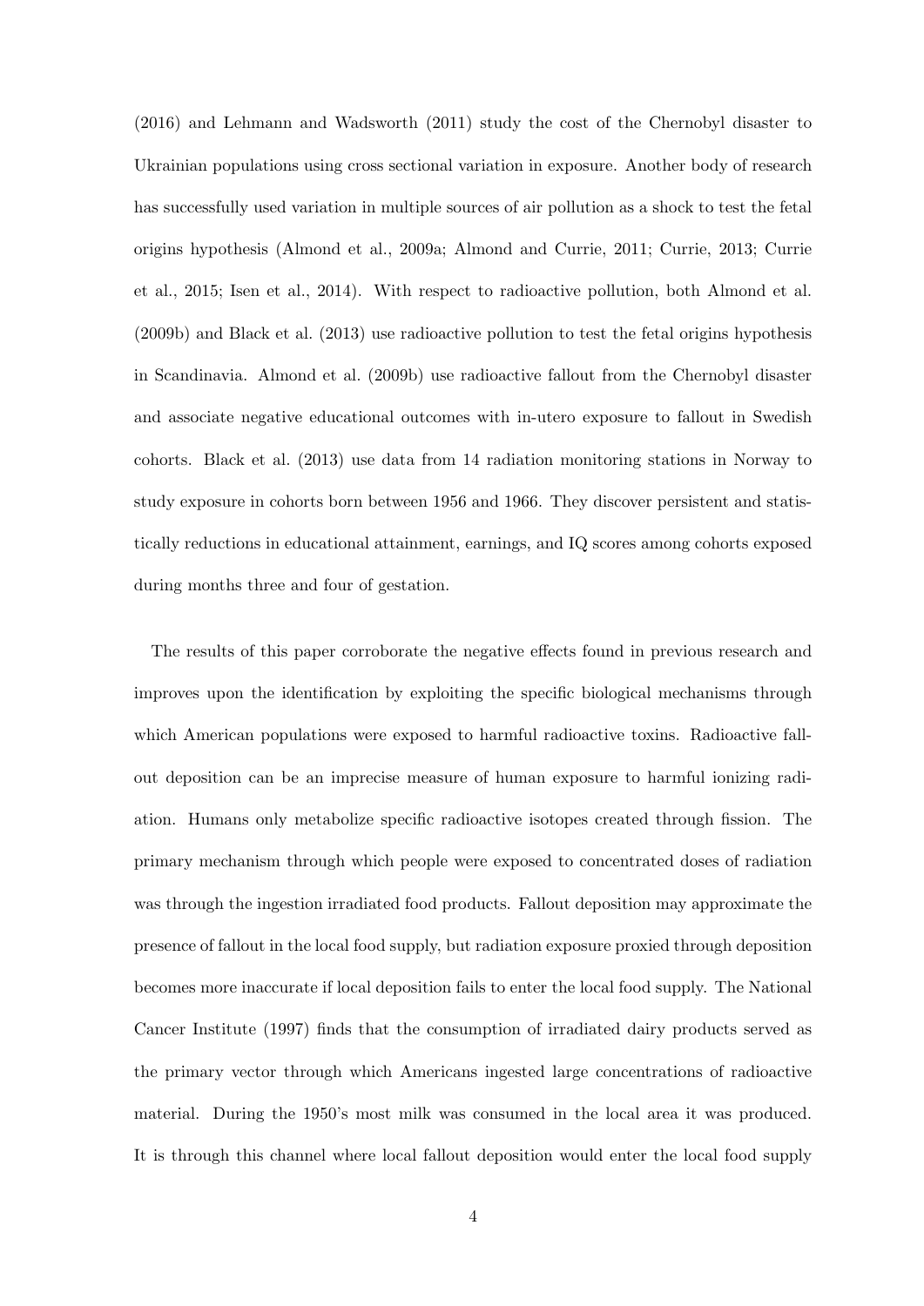(2016) and Lehmann and Wadsworth (2011) study the cost of the Chernobyl disaster to Ukrainian populations using cross sectional variation in exposure. Another body of research has successfully used variation in multiple sources of air pollution as a shock to test the fetal origins hypothesis (Almond et al., 2009a; Almond and Currie, 2011; Currie, 2013; Currie et al., 2015; Isen et al., 2014). With respect to radioactive pollution, both Almond et al. (2009b) and Black et al. (2013) use radioactive pollution to test the fetal origins hypothesis in Scandinavia. Almond et al. (2009b) use radioactive fallout from the Chernobyl disaster and associate negative educational outcomes with in-utero exposure to fallout in Swedish cohorts. Black et al. (2013) use data from 14 radiation monitoring stations in Norway to study exposure in cohorts born between 1956 and 1966. They discover persistent and statistically reductions in educational attainment, earnings, and IQ scores among cohorts exposed during months three and four of gestation.

The results of this paper corroborate the negative effects found in previous research and improves upon the identification by exploiting the specific biological mechanisms through which American populations were exposed to harmful radioactive toxins. Radioactive fallout deposition can be an imprecise measure of human exposure to harmful ionizing radiation. Humans only metabolize specific radioactive isotopes created through fission. The primary mechanism through which people were exposed to concentrated doses of radiation was through the ingestion irradiated food products. Fallout deposition may approximate the presence of fallout in the local food supply, but radiation exposure proxied through deposition becomes more inaccurate if local deposition fails to enter the local food supply. The National Cancer Institute (1997) finds that the consumption of irradiated dairy products served as the primary vector through which Americans ingested large concentrations of radioactive material. During the 1950's most milk was consumed in the local area it was produced. It is through this channel where local fallout deposition would enter the local food supply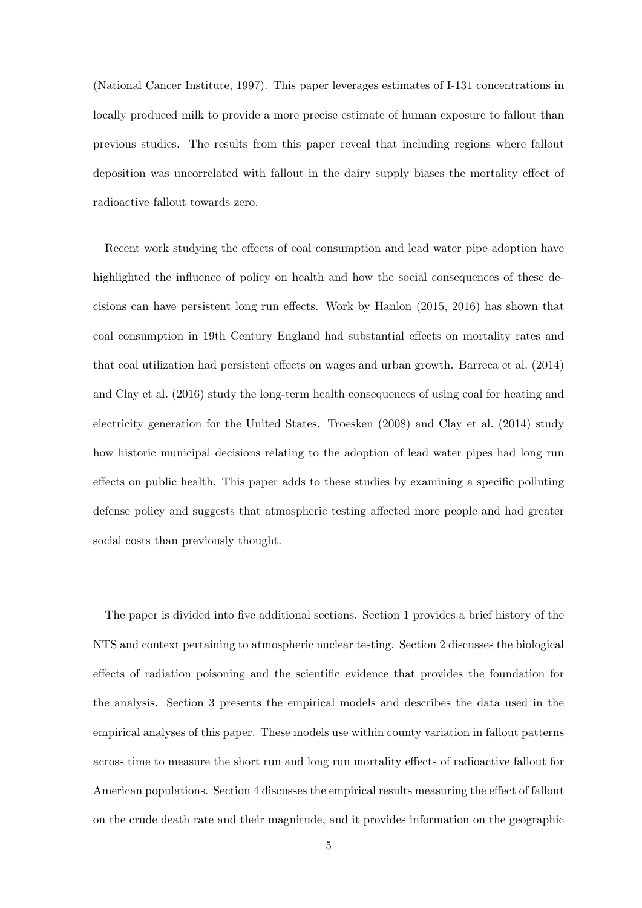(National Cancer Institute, 1997). This paper leverages estimates of I-131 concentrations in locally produced milk to provide a more precise estimate of human exposure to fallout than previous studies. The results from this paper reveal that including regions where fallout deposition was uncorrelated with fallout in the dairy supply biases the mortality effect of radioactive fallout towards zero.

Recent work studying the effects of coal consumption and lead water pipe adoption have highlighted the influence of policy on health and how the social consequences of these decisions can have persistent long run effects. Work by Hanlon (2015, 2016) has shown that coal consumption in 19th Century England had substantial effects on mortality rates and that coal utilization had persistent effects on wages and urban growth. Barreca et al. (2014) and Clay et al. (2016) study the long-term health consequences of using coal for heating and electricity generation for the United States. Troesken (2008) and Clay et al. (2014) study how historic municipal decisions relating to the adoption of lead water pipes had long run effects on public health. This paper adds to these studies by examining a specific polluting defense policy and suggests that atmospheric testing affected more people and had greater social costs than previously thought.

The paper is divided into five additional sections. Section 1 provides a brief history of the NTS and context pertaining to atmospheric nuclear testing. Section 2 discusses the biological effects of radiation poisoning and the scientific evidence that provides the foundation for the analysis. Section 3 presents the empirical models and describes the data used in the empirical analyses of this paper. These models use within county variation in fallout patterns across time to measure the short run and long run mortality effects of radioactive fallout for American populations. Section 4 discusses the empirical results measuring the effect of fallout on the crude death rate and their magnitude, and it provides information on the geographic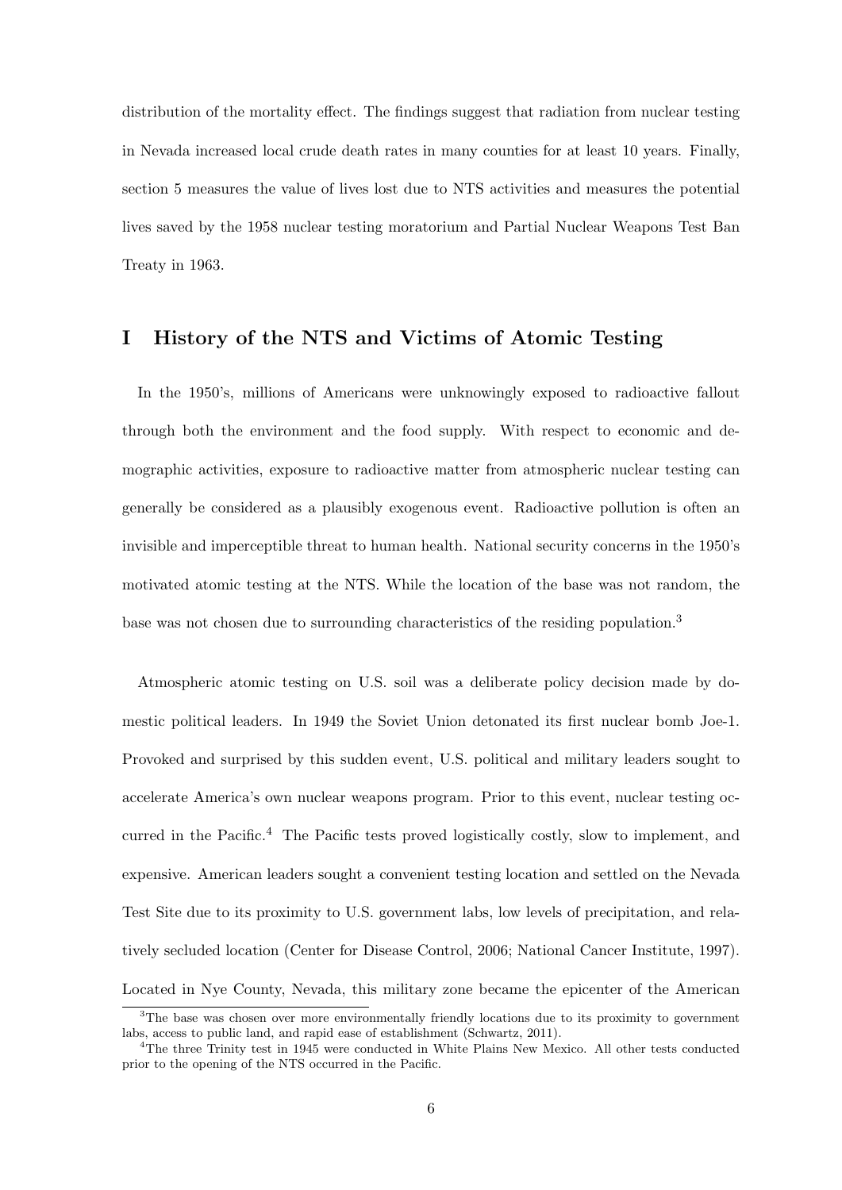distribution of the mortality effect. The findings suggest that radiation from nuclear testing in Nevada increased local crude death rates in many counties for at least 10 years. Finally, section 5 measures the value of lives lost due to NTS activities and measures the potential lives saved by the 1958 nuclear testing moratorium and Partial Nuclear Weapons Test Ban Treaty in 1963.

# I History of the NTS and Victims of Atomic Testing

In the 1950's, millions of Americans were unknowingly exposed to radioactive fallout through both the environment and the food supply. With respect to economic and demographic activities, exposure to radioactive matter from atmospheric nuclear testing can generally be considered as a plausibly exogenous event. Radioactive pollution is often an invisible and imperceptible threat to human health. National security concerns in the 1950's motivated atomic testing at the NTS. While the location of the base was not random, the base was not chosen due to surrounding characteristics of the residing population.[3]

Atmospheric atomic testing on U.S. soil was a deliberate policy decision made by domestic political leaders. In 1949 the Soviet Union detonated its first nuclear bomb Joe-1. Provoked and surprised by this sudden event, U.S. political and military leaders sought to accelerate America's own nuclear weapons program. Prior to this event, nuclear testing occurred in the Pacific.[4] The Pacific tests proved logistically costly, slow to implement, and expensive. American leaders sought a convenient testing location and settled on the Nevada Test Site due to its proximity to U.S. government labs, low levels of precipitation, and relatively secluded location (Center for Disease Control, 2006; National Cancer Institute, 1997). Located in Nye County, Nevada, this military zone became the epicenter of the American

[3] The base was chosen over more environmentally friendly locations due to its proximity to government labs, access to public land, and rapid ease of establishment (Schwartz, 2011).

[4] The three Trinity test in 1945 were conducted in White Plains New Mexico. All other tests conducted prior to the opening of the NTS occurred in the Pacific.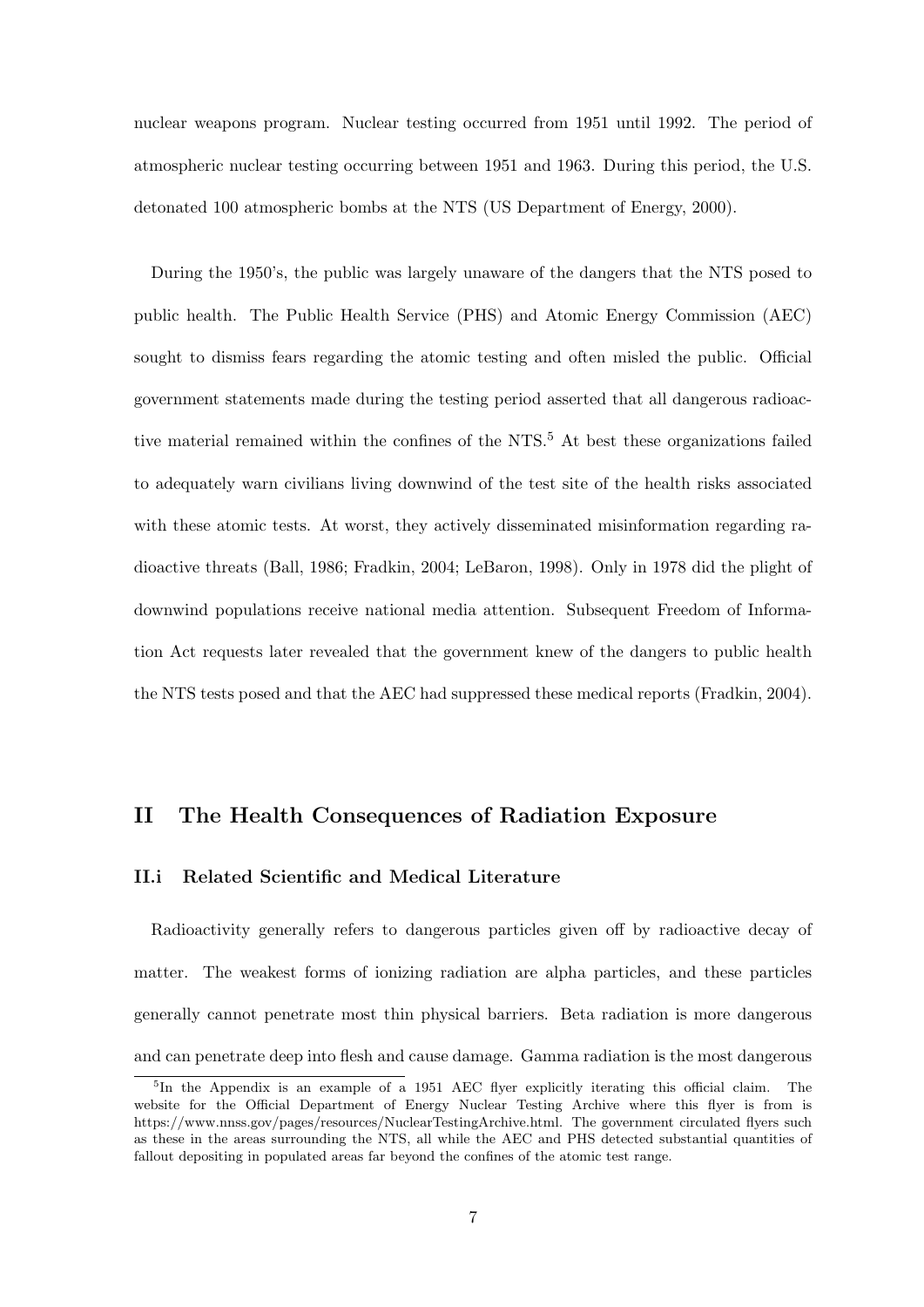nuclear weapons program. Nuclear testing occurred from 1951 until 1992. The period of atmospheric nuclear testing occurring between 1951 and 1963. During this period, the U.S. detonated 100 atmospheric bombs at the NTS (US Department of Energy, 2000).

During the 1950's, the public was largely unaware of the dangers that the NTS posed to public health. The Public Health Service (PHS) and Atomic Energy Commission (AEC) sought to dismiss fears regarding the atomic testing and often misled the public. Official government statements made during the testing period asserted that all dangerous radioactive material remained within the confines of the NTS.[5] At best these organizations failed to adequately warn civilians living downwind of the test site of the health risks associated with these atomic tests. At worst, they actively disseminated misinformation regarding radioactive threats (Ball, 1986; Fradkin, 2004; LeBaron, 1998). Only in 1978 did the plight of downwind populations receive national media attention. Subsequent Freedom of Information Act requests later revealed that the government knew of the dangers to public health the NTS tests posed and that the AEC had suppressed these medical reports (Fradkin, 2004).

## II The Health Consequences of Radiation Exposure

### II.i Related Scientific and Medical Literature

Radioactivity generally refers to dangerous particles given off by radioactive decay of matter. The weakest forms of ionizing radiation are alpha particles, and these particles generally cannot penetrate most thin physical barriers. Beta radiation is more dangerous and can penetrate deep into flesh and cause damage. Gamma radiation is the most dangerous

[5] In the Appendix is an example of a 1951 AEC flyer explicitly iterating this official claim. The website for the Official Department of Energy Nuclear Testing Archive where this flyer is from is https://www.nnss.gov/pages/resources/NuclearTestingArchive.html. The government circulated flyers such as these in the areas surrounding the NTS, all while the AEC and PHS detected substantial quantities of fallout depositing in populated areas far beyond the confines of the atomic test range.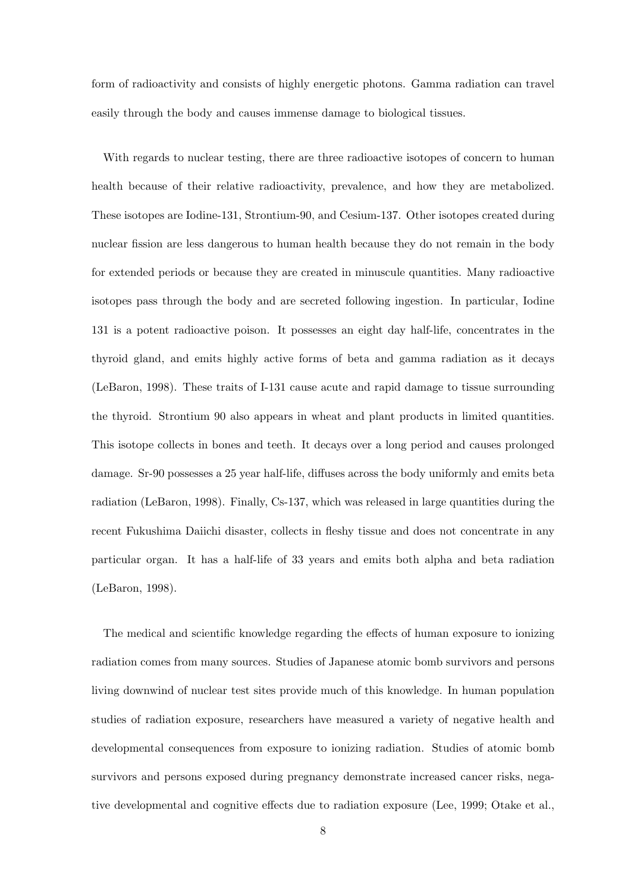form of radioactivity and consists of highly energetic photons. Gamma radiation can travel easily through the body and causes immense damage to biological tissues.

With regards to nuclear testing, there are three radioactive isotopes of concern to human health because of their relative radioactivity, prevalence, and how they are metabolized. These isotopes are Iodine-131, Strontium-90, and Cesium-137. Other isotopes created during nuclear fission are less dangerous to human health because they do not remain in the body for extended periods or because they are created in minuscule quantities. Many radioactive isotopes pass through the body and are secreted following ingestion. In particular, Iodine 131 is a potent radioactive poison. It possesses an eight day half-life, concentrates in the thyroid gland, and emits highly active forms of beta and gamma radiation as it decays (LeBaron, 1998). These traits of I-131 cause acute and rapid damage to tissue surrounding the thyroid. Strontium 90 also appears in wheat and plant products in limited quantities. This isotope collects in bones and teeth. It decays over a long period and causes prolonged damage. Sr-90 possesses a 25 year half-life, diffuses across the body uniformly and emits beta radiation (LeBaron, 1998). Finally, Cs-137, which was released in large quantities during the recent Fukushima Daiichi disaster, collects in fleshy tissue and does not concentrate in any particular organ. It has a half-life of 33 years and emits both alpha and beta radiation (LeBaron, 1998).

The medical and scientific knowledge regarding the effects of human exposure to ionizing radiation comes from many sources. Studies of Japanese atomic bomb survivors and persons living downwind of nuclear test sites provide much of this knowledge. In human population studies of radiation exposure, researchers have measured a variety of negative health and developmental consequences from exposure to ionizing radiation. Studies of atomic bomb survivors and persons exposed during pregnancy demonstrate increased cancer risks, negative developmental and cognitive effects due to radiation exposure (Lee, 1999; Otake et al.,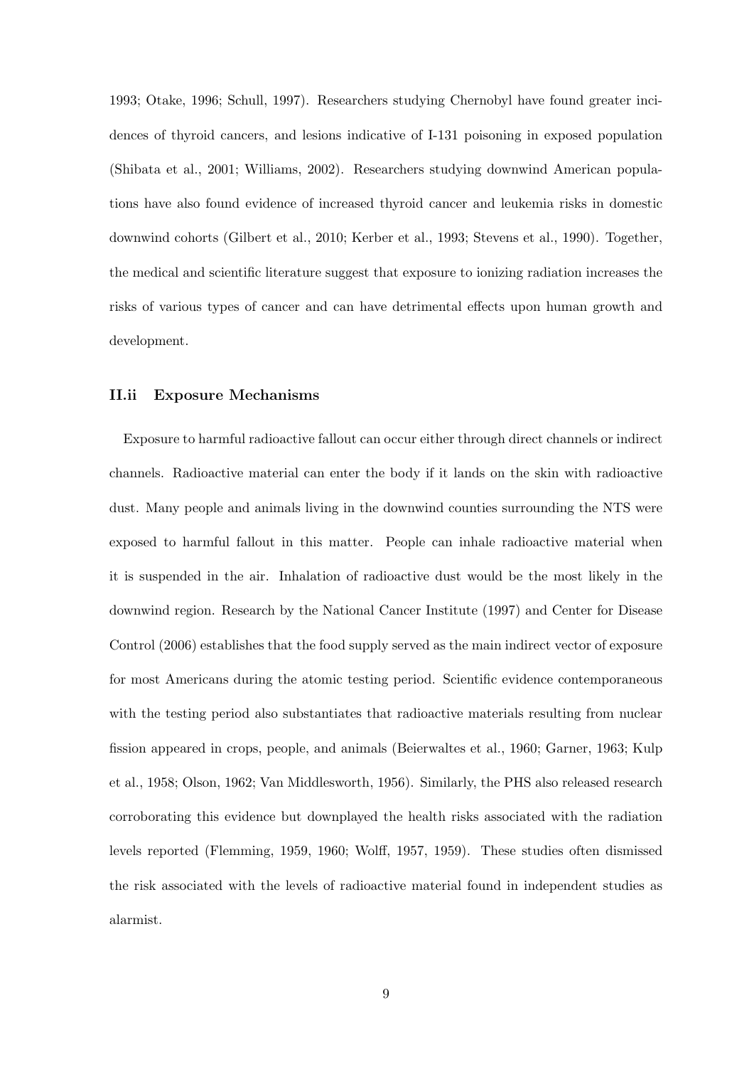1993; Otake, 1996; Schull, 1997). Researchers studying Chernobyl have found greater incidences of thyroid cancers, and lesions indicative of I-131 poisoning in exposed population (Shibata et al., 2001; Williams, 2002). Researchers studying downwind American populations have also found evidence of increased thyroid cancer and leukemia risks in domestic downwind cohorts (Gilbert et al., 2010; Kerber et al., 1993; Stevens et al., 1990). Together, the medical and scientific literature suggest that exposure to ionizing radiation increases the risks of various types of cancer and can have detrimental effects upon human growth and development.

### II.ii Exposure Mechanisms

Exposure to harmful radioactive fallout can occur either through direct channels or indirect channels. Radioactive material can enter the body if it lands on the skin with radioactive dust. Many people and animals living in the downwind counties surrounding the NTS were exposed to harmful fallout in this matter. People can inhale radioactive material when it is suspended in the air. Inhalation of radioactive dust would be the most likely in the downwind region. Research by the National Cancer Institute (1997) and Center for Disease Control (2006) establishes that the food supply served as the main indirect vector of exposure for most Americans during the atomic testing period. Scientific evidence contemporaneous with the testing period also substantiates that radioactive materials resulting from nuclear fission appeared in crops, people, and animals (Beierwaltes et al., 1960; Garner, 1963; Kulp et al., 1958; Olson, 1962; Van Middlesworth, 1956). Similarly, the PHS also released research corroborating this evidence but downplayed the health risks associated with the radiation levels reported (Flemming, 1959, 1960; Wolff, 1957, 1959). These studies often dismissed the risk associated with the levels of radioactive material found in independent studies as alarmist.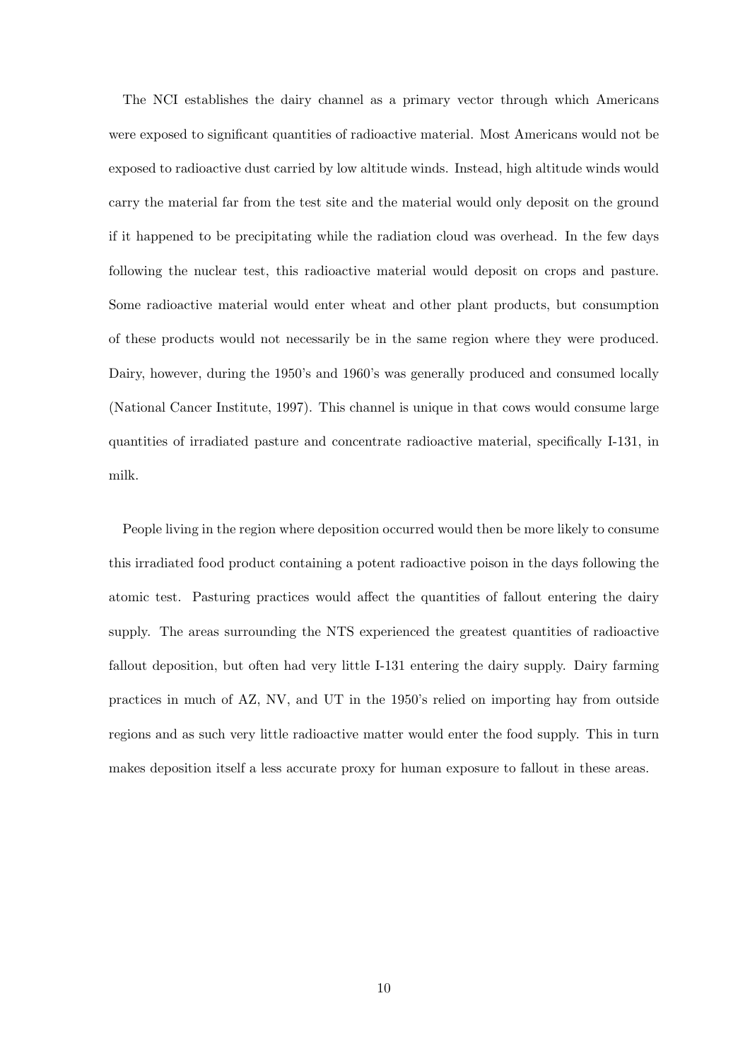The NCI establishes the dairy channel as a primary vector through which Americans were exposed to significant quantities of radioactive material. Most Americans would not be exposed to radioactive dust carried by low altitude winds. Instead, high altitude winds would carry the material far from the test site and the material would only deposit on the ground if it happened to be precipitating while the radiation cloud was overhead. In the few days following the nuclear test, this radioactive material would deposit on crops and pasture. Some radioactive material would enter wheat and other plant products, but consumption of these products would not necessarily be in the same region where they were produced. Dairy, however, during the 1950's and 1960's was generally produced and consumed locally (National Cancer Institute, 1997). This channel is unique in that cows would consume large quantities of irradiated pasture and concentrate radioactive material, specifically I-131, in milk.

People living in the region where deposition occurred would then be more likely to consume this irradiated food product containing a potent radioactive poison in the days following the atomic test. Pasturing practices would affect the quantities of fallout entering the dairy supply. The areas surrounding the NTS experienced the greatest quantities of radioactive fallout deposition, but often had very little I-131 entering the dairy supply. Dairy farming practices in much of AZ, NV, and UT in the 1950's relied on importing hay from outside regions and as such very little radioactive matter would enter the food supply. This in turn makes deposition itself a less accurate proxy for human exposure to fallout in these areas.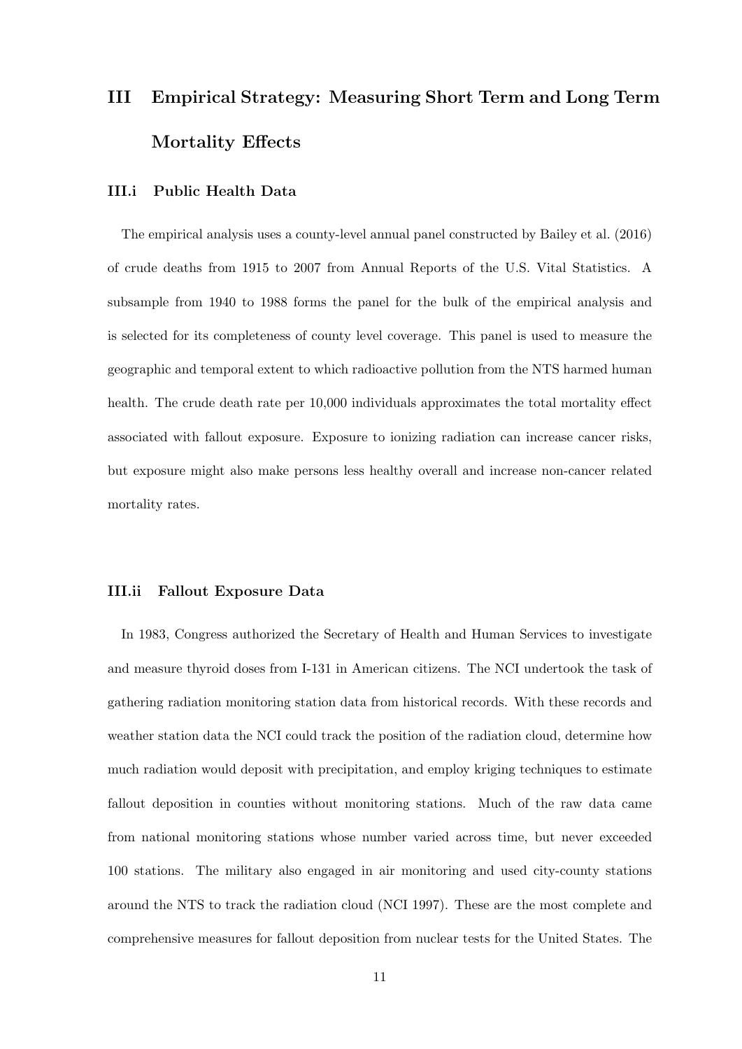# III Empirical Strategy: Measuring Short Term and Long Term Mortality Effects

## III.i Public Health Data

The empirical analysis uses a county-level annual panel constructed by Bailey et al. (2016) of crude deaths from 1915 to 2007 from Annual Reports of the U.S. Vital Statistics. A subsample from 1940 to 1988 forms the panel for the bulk of the empirical analysis and is selected for its completeness of county level coverage. This panel is used to measure the geographic and temporal extent to which radioactive pollution from the NTS harmed human health. The crude death rate per 10,000 individuals approximates the total mortality effect associated with fallout exposure. Exposure to ionizing radiation can increase cancer risks, but exposure might also make persons less healthy overall and increase non-cancer related mortality rates.

## III.ii Fallout Exposure Data

In 1983, Congress authorized the Secretary of Health and Human Services to investigate and measure thyroid doses from I-131 in American citizens. The NCI undertook the task of gathering radiation monitoring station data from historical records. With these records and weather station data the NCI could track the position of the radiation cloud, determine how much radiation would deposit with precipitation, and employ kriging techniques to estimate fallout deposition in counties without monitoring stations. Much of the raw data came from national monitoring stations whose number varied across time, but never exceeded 100 stations. The military also engaged in air monitoring and used city-county stations around the NTS to track the radiation cloud (NCI 1997). These are the most complete and comprehensive measures for fallout deposition from nuclear tests for the United States. The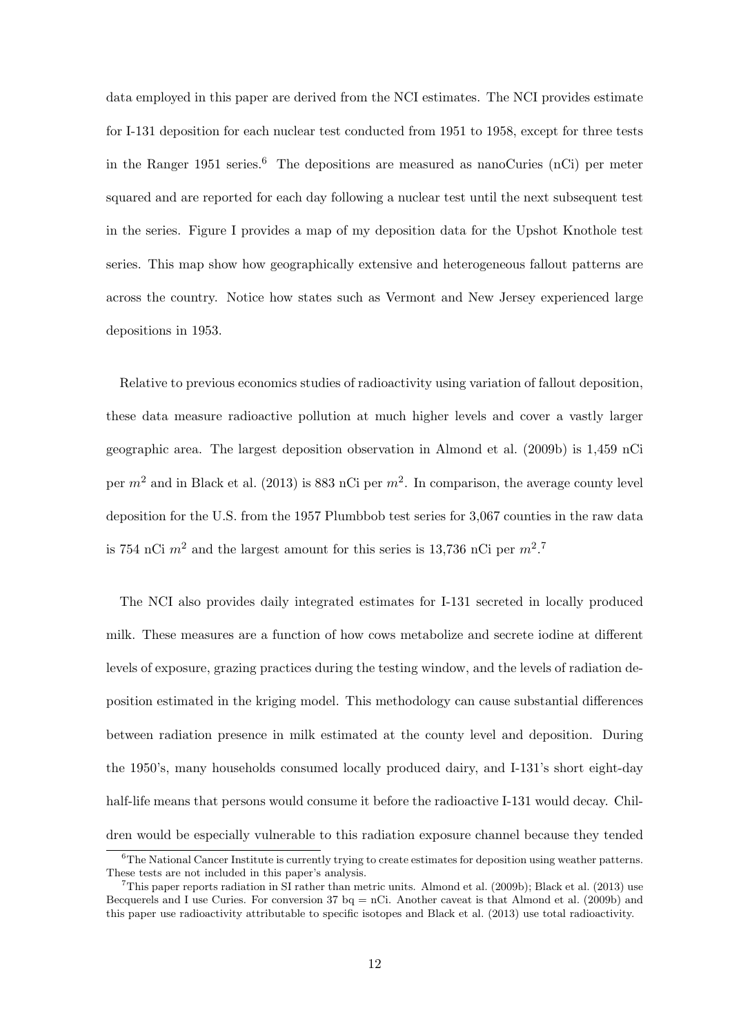data employed in this paper are derived from the NCI estimates. The NCI provides estimate for I-131 deposition for each nuclear test conducted from 1951 to 1958, except for three tests in the Ranger 1951 series.[6] The depositions are measured as nanoCuries (nCi) per meter squared and are reported for each day following a nuclear test until the next subsequent test in the series. Figure I provides a map of my deposition data for the Upshot Knothole test series. This map show how geographically extensive and heterogeneous fallout patterns are across the country. Notice how states such as Vermont and New Jersey experienced large depositions in 1953.

Relative to previous economics studies of radioactivity using variation of fallout deposition, these data measure radioactive pollution at much higher levels and cover a vastly larger geographic area. The largest deposition observation in Almond et al. (2009b) is 1,459 nCi per $m^2$ and in Black et al. (2013) is 883 nCi per $m^2$. In comparison, the average county level deposition for the U.S. from the 1957 Plumbbob test series for 3,067 counties in the raw data is 754 nCi $m^2$ and the largest amount for this series is 13,736 nCi per $m^2$.[7]

The NCI also provides daily integrated estimates for I-131 secreted in locally produced milk. These measures are a function of how cows metabolize and secrete iodine at different levels of exposure, grazing practices during the testing window, and the levels of radiation deposition estimated in the kriging model. This methodology can cause substantial differences between radiation presence in milk estimated at the county level and deposition. During the 1950's, many households consumed locally produced dairy, and I-131's short eight-day half-life means that persons would consume it before the radioactive I-131 would decay. Children would be especially vulnerable to this radiation exposure channel because they tended

[6] The National Cancer Institute is currently trying to create estimates for deposition using weather patterns. These tests are not included in this paper's analysis.

[7] This paper reports radiation in SI rather than metric units. Almond et al. (2009b); Black et al. (2013) use Becquerels and I use Curies. For conversion 37 bq = nCi. Another caveat is that Almond et al. (2009b) and this paper use radioactivity attributable to specific isotopes and Black et al. (2013) use total radioactivity.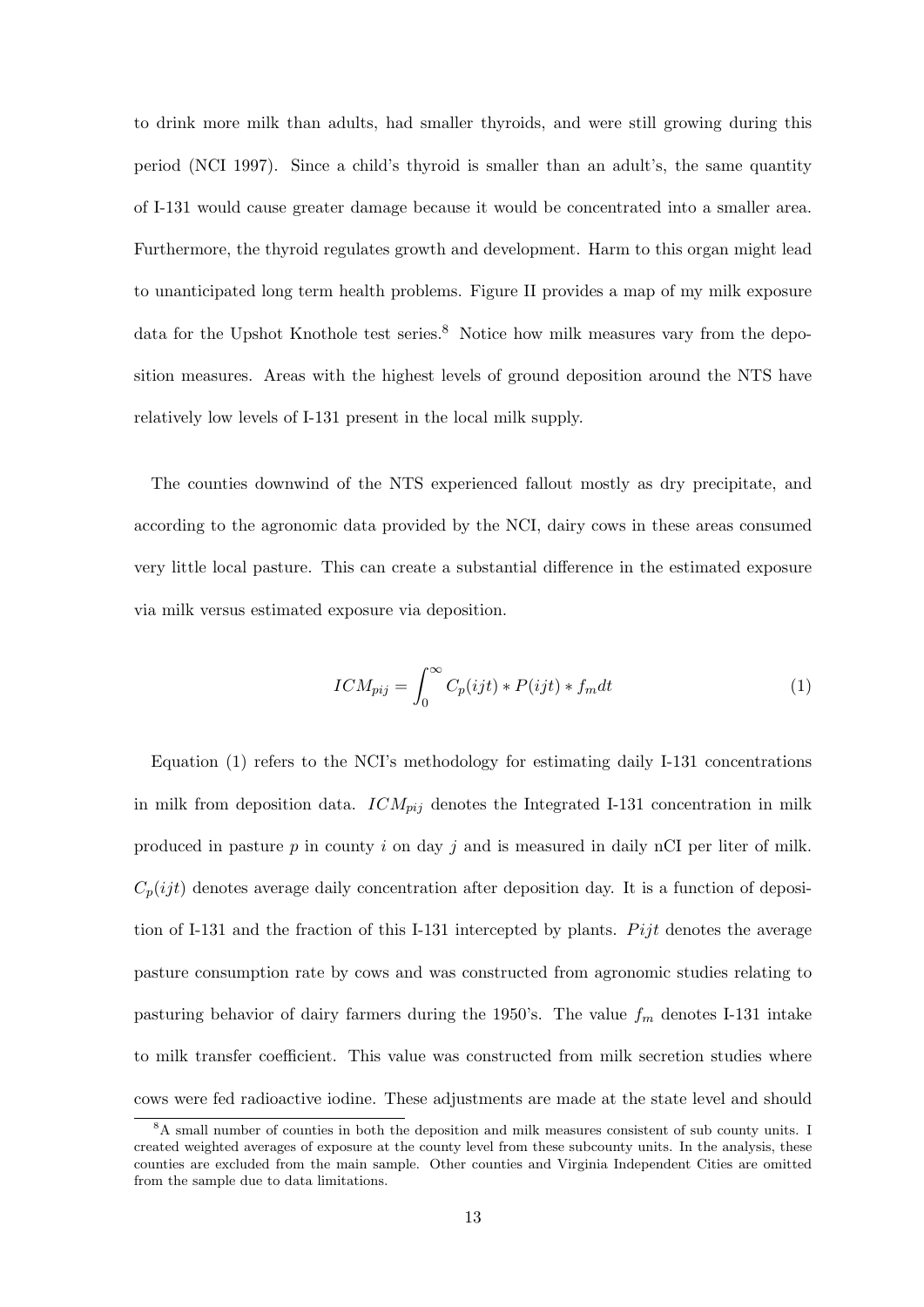to drink more milk than adults, had smaller thyroids, and were still growing during this period (NCI 1997). Since a child's thyroid is smaller than an adult's, the same quantity of I-131 would cause greater damage because it would be concentrated into a smaller area. Furthermore, the thyroid regulates growth and development. Harm to this organ might lead to unanticipated long term health problems. Figure II provides a map of my milk exposure data for the Upshot Knothole test series.[8] Notice how milk measures vary from the deposition measures. Areas with the highest levels of ground deposition around the NTS have relatively low levels of I-131 present in the local milk supply.

The counties downwind of the NTS experienced fallout mostly as dry precipitate, and according to the agronomic data provided by the NCI, dairy cows in these areas consumed very little local pasture. This can create a substantial difference in the estimated exposure via milk versus estimated exposure via deposition.

$$ICM_{pij} = \int_0^\infty C_p(ijt) * P(ijt) * f_m dt \quad (1)$$

Equation (1) refers to the NCI's methodology for estimating daily I-131 concentrations in milk from deposition data. $ICM_{pij}$ denotes the Integrated I-131 concentration in milk produced in pasture $p$ in county $i$ on day $j$ and is measured in daily nCI per liter of milk. $C_p(ijt)$ denotes average daily concentration after deposition day. It is a function of deposition of I-131 and the fraction of this I-131 intercepted by plants. $Pijt$ denotes the average pasture consumption rate by cows and was constructed from agronomic studies relating to pasturing behavior of dairy farmers during the 1950's. The value $f_m$ denotes I-131 intake to milk transfer coefficient. This value was constructed from milk secretion studies where cows were fed radioactive iodine. These adjustments are made at the state level and should

[8] A small number of counties in both the deposition and milk measures consistent of sub county units. I created weighted averages of exposure at the county level from these subcounty units. In the analysis, these counties are excluded from the main sample. Other counties and Virginia Independent Cities are omitted from the sample due to data limitations.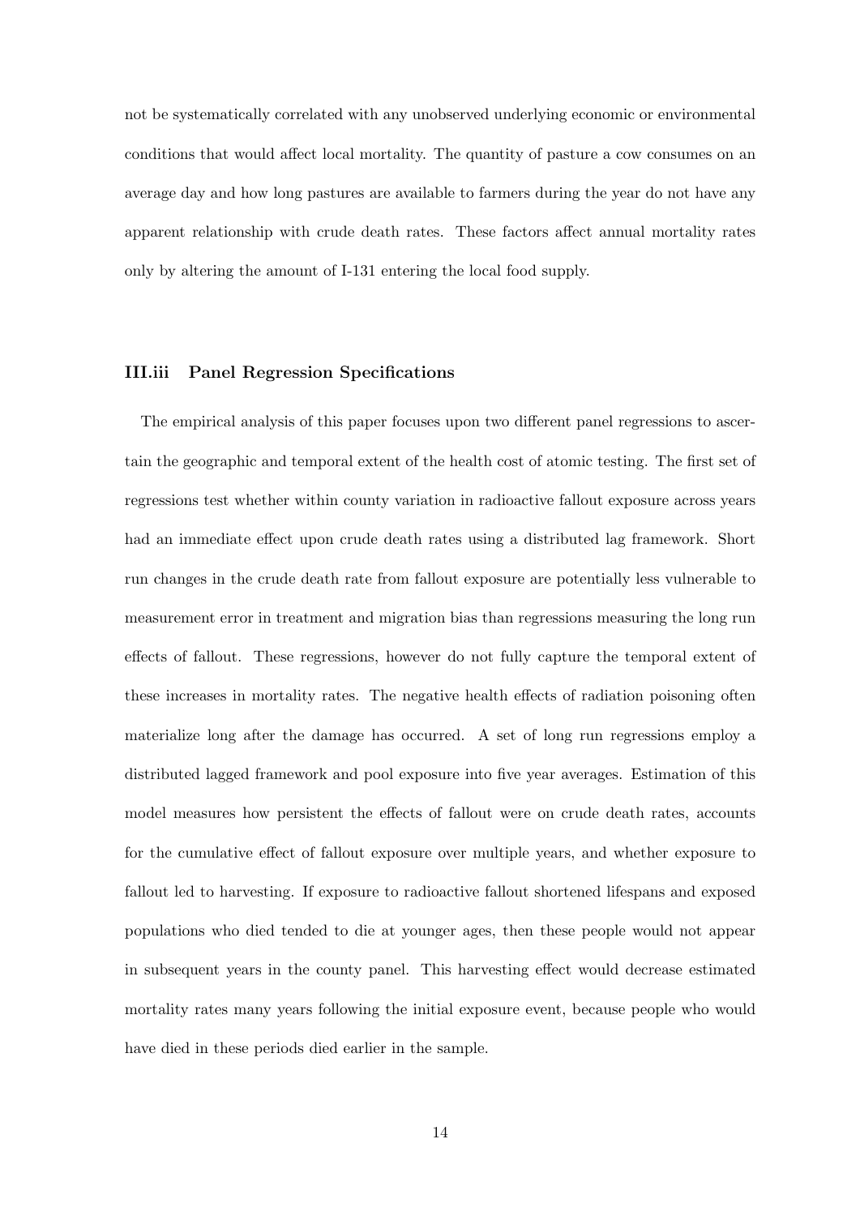not be systematically correlated with any unobserved underlying economic or environmental conditions that would affect local mortality. The quantity of pasture a cow consumes on an average day and how long pastures are available to farmers during the year do not have any apparent relationship with crude death rates. These factors affect annual mortality rates only by altering the amount of I-131 entering the local food supply.

### III.iii Panel Regression Specifications

The empirical analysis of this paper focuses upon two different panel regressions to ascertain the geographic and temporal extent of the health cost of atomic testing. The first set of regressions test whether within county variation in radioactive fallout exposure across years had an immediate effect upon crude death rates using a distributed lag framework. Short run changes in the crude death rate from fallout exposure are potentially less vulnerable to measurement error in treatment and migration bias than regressions measuring the long run effects of fallout. These regressions, however do not fully capture the temporal extent of these increases in mortality rates. The negative health effects of radiation poisoning often materialize long after the damage has occurred. A set of long run regressions employ a distributed lagged framework and pool exposure into five year averages. Estimation of this model measures how persistent the effects of fallout were on crude death rates, accounts for the cumulative effect of fallout exposure over multiple years, and whether exposure to fallout led to harvesting. If exposure to radioactive fallout shortened lifespans and exposed populations who died tended to die at younger ages, then these people would not appear in subsequent years in the county panel. This harvesting effect would decrease estimated mortality rates many years following the initial exposure event, because people who would have died in these periods died earlier in the sample.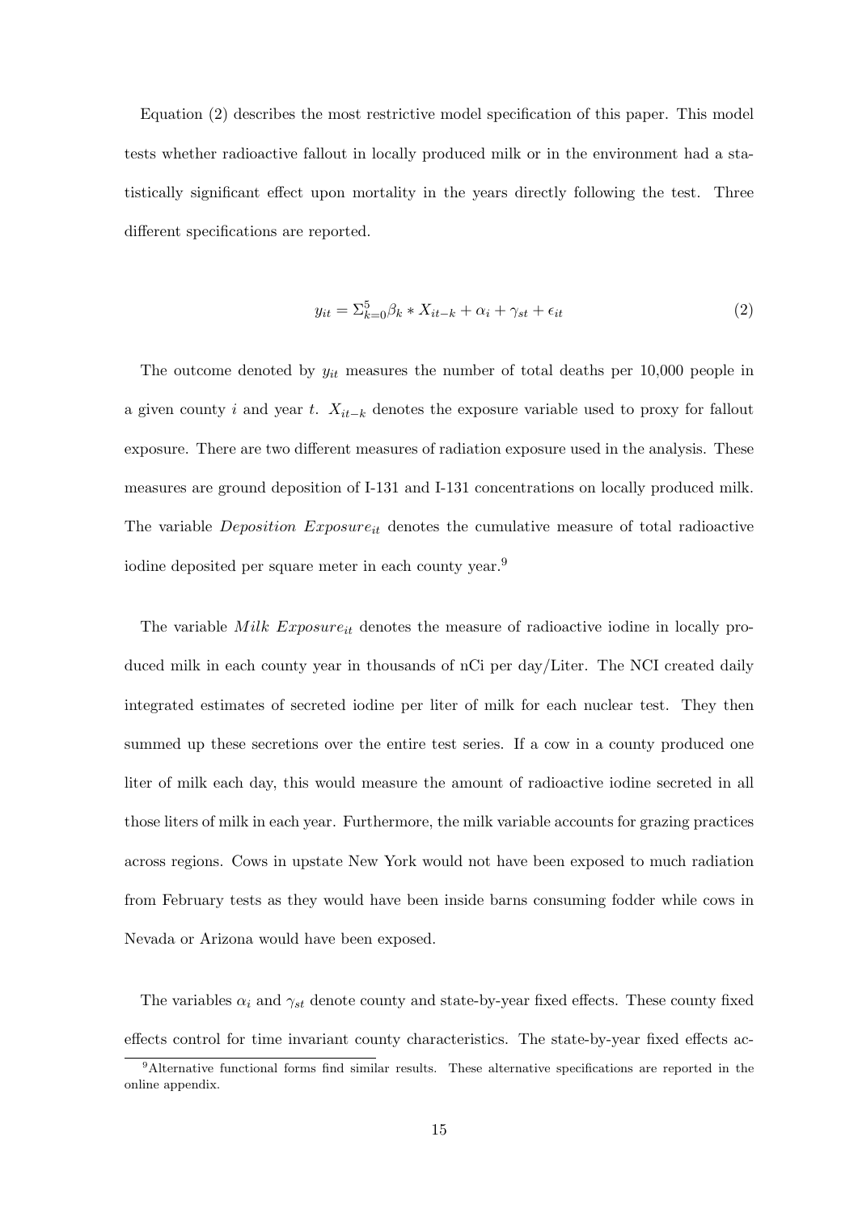Equation (2) describes the most restrictive model specification of this paper. This model tests whether radioactive fallout in locally produced milk or in the environment had a statistically significant effect upon mortality in the years directly following the test. Three different specifications are reported.

$$y_{it} = \Sigma_{k=0}^{5} \beta_k * X_{it-k} + \alpha_i + \gamma_{st} + \epsilon_{it} \tag{2}$$

The outcome denoted by $y_{it}$ measures the number of total deaths per 10,000 people in a given county $i$ and year $t$. $X_{it-k}$ denotes the exposure variable used to proxy for fallout exposure. There are two different measures of radiation exposure used in the analysis. These measures are ground deposition of I-131 and I-131 concentrations on locally produced milk. The variable $Deposition\ Exposure_{it}$ denotes the cumulative measure of total radioactive iodine deposited per square meter in each county year.[9]

The variable $Milk\ Exposure_{it}$ denotes the measure of radioactive iodine in locally produced milk in each county year in thousands of nCi per day/Liter. The NCI created daily integrated estimates of secreted iodine per liter of milk for each nuclear test. They then summed up these secretions over the entire test series. If a cow in a county produced one liter of milk each day, this would measure the amount of radioactive iodine secreted in all those liters of milk in each year. Furthermore, the milk variable accounts for grazing practices across regions. Cows in upstate New York would not have been exposed to much radiation from February tests as they would have been inside barns consuming fodder while cows in Nevada or Arizona would have been exposed.

The variables $\alpha_i$ and $\gamma_{st}$ denote county and state-by-year fixed effects. These county fixed effects control for time invariant county characteristics. The state-by-year fixed effects ac-

[9] Alternative functional forms find similar results. These alternative specifications are reported in the online appendix.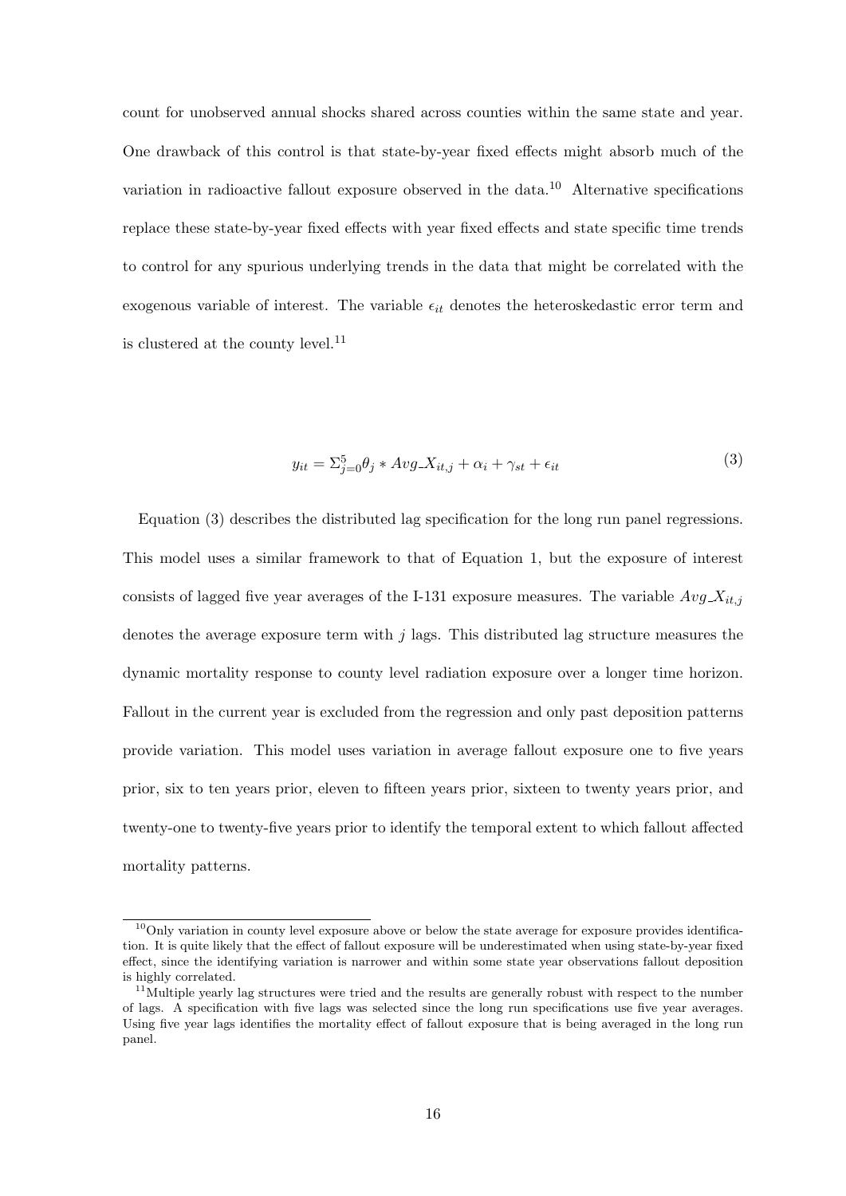count for unobserved annual shocks shared across counties within the same state and year. One drawback of this control is that state-by-year fixed effects might absorb much of the variation in radioactive fallout exposure observed in the data.[10] Alternative specifications replace these state-by-year fixed effects with year fixed effects and state specific time trends to control for any spurious underlying trends in the data that might be correlated with the exogenous variable of interest. The variable $\epsilon_{it}$ denotes the heteroskedastic error term and is clustered at the county level.[11]

$$y_{it} = \Sigma_{j=0}^{5} \theta_j * Avg\_X_{it,j} + \alpha_i + \gamma_{st} + \epsilon_{it} \tag{3}$$

Equation (3) describes the distributed lag specification for the long run panel regressions. This model uses a similar framework to that of Equation 1, but the exposure of interest consists of lagged five year averages of the I-131 exposure measures. The variable $Avg\_X_{it,j}$ denotes the average exposure term with $j$ lags. This distributed lag structure measures the dynamic mortality response to county level radiation exposure over a longer time horizon. Fallout in the current year is excluded from the regression and only past deposition patterns provide variation. This model uses variation in average fallout exposure one to five years prior, six to ten years prior, eleven to fifteen years prior, sixteen to twenty years prior, and twenty-one to twenty-five years prior to identify the temporal extent to which fallout affected mortality patterns.

[10] Only variation in county level exposure above or below the state average for exposure provides identification. It is quite likely that the effect of fallout exposure will be underestimated when using state-by-year fixed effect, since the identifying variation is narrower and within some state year observations fallout deposition is highly correlated.

[11] Multiple yearly lag structures were tried and the results are generally robust with respect to the number of lags. A specification with five lags was selected since the long run specifications use five year averages. Using five year lags identifies the mortality effect of fallout exposure that is being averaged in the long run panel.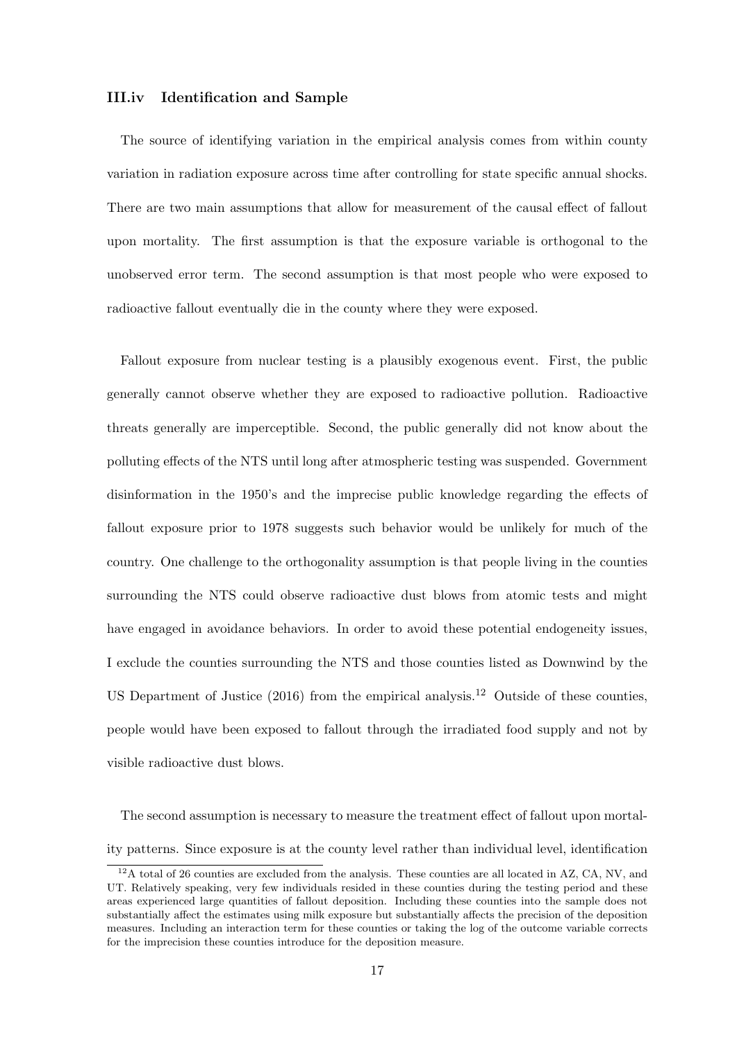### III.iv Identification and Sample

The source of identifying variation in the empirical analysis comes from within county variation in radiation exposure across time after controlling for state specific annual shocks. There are two main assumptions that allow for measurement of the causal effect of fallout upon mortality. The first assumption is that the exposure variable is orthogonal to the unobserved error term. The second assumption is that most people who were exposed to radioactive fallout eventually die in the county where they were exposed.

Fallout exposure from nuclear testing is a plausibly exogenous event. First, the public generally cannot observe whether they are exposed to radioactive pollution. Radioactive threats generally are imperceptible. Second, the public generally did not know about the polluting effects of the NTS until long after atmospheric testing was suspended. Government disinformation in the 1950's and the imprecise public knowledge regarding the effects of fallout exposure prior to 1978 suggests such behavior would be unlikely for much of the country. One challenge to the orthogonality assumption is that people living in the counties surrounding the NTS could observe radioactive dust blows from atomic tests and might have engaged in avoidance behaviors. In order to avoid these potential endogeneity issues, I exclude the counties surrounding the NTS and those counties listed as Downwind by the US Department of Justice (2016) from the empirical analysis.[12] Outside of these counties, people would have been exposed to fallout through the irradiated food supply and not by visible radioactive dust blows.

The second assumption is necessary to measure the treatment effect of fallout upon mortality patterns. Since exposure is at the county level rather than individual level, identification

[12] A total of 26 counties are excluded from the analysis. These counties are all located in AZ, CA, NV, and UT. Relatively speaking, very few individuals resided in these counties during the testing period and these areas experienced large quantities of fallout deposition. Including these counties into the sample does not substantially affect the estimates using milk exposure but substantially affects the precision of the deposition measures. Including an interaction term for these counties or taking the log of the outcome variable corrects for the imprecision these counties introduce for the deposition measure.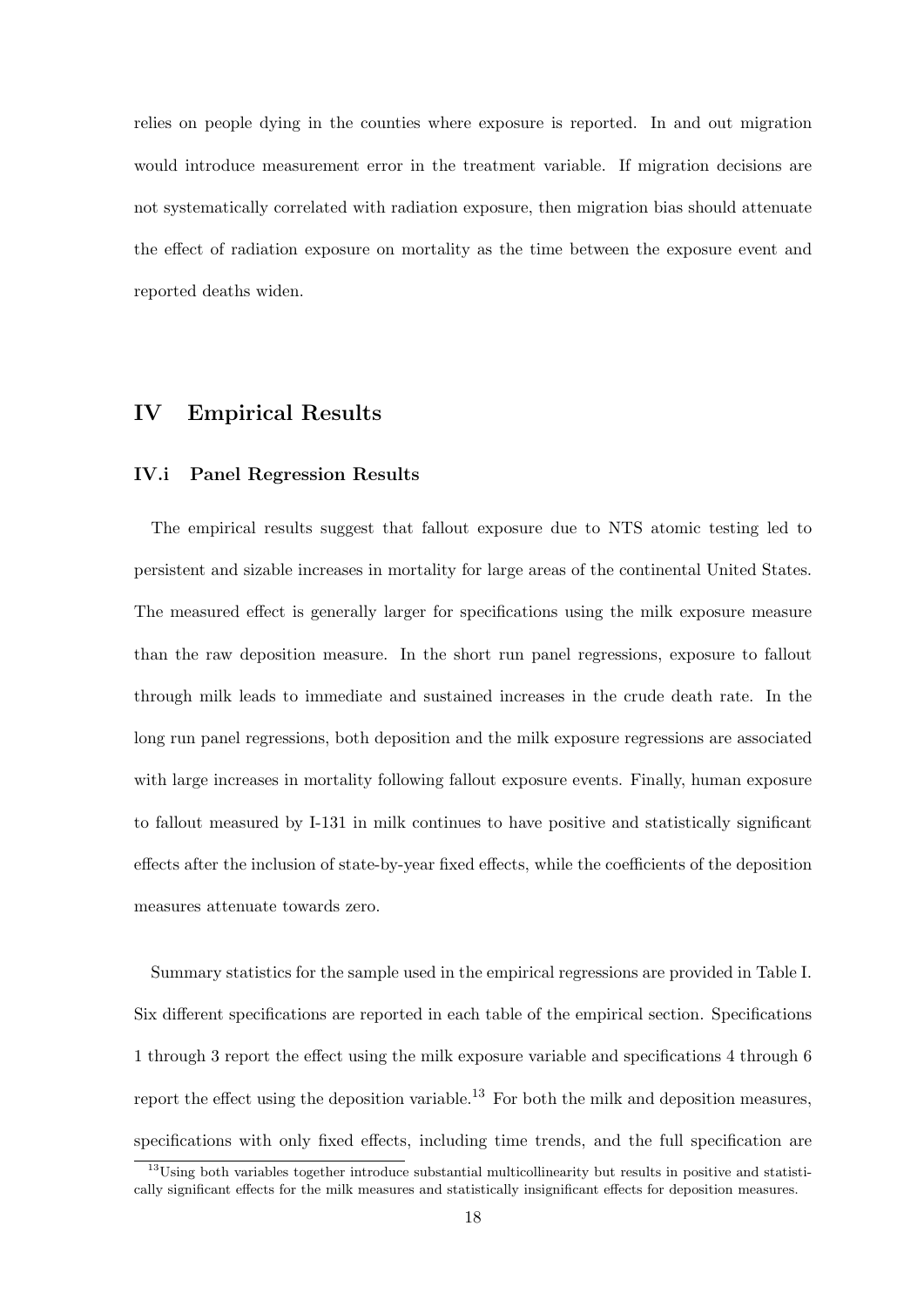relies on people dying in the counties where exposure is reported. In and out migration would introduce measurement error in the treatment variable. If migration decisions are not systematically correlated with radiation exposure, then migration bias should attenuate the effect of radiation exposure on mortality as the time between the exposure event and reported deaths widen.

# IV Empirical Results

## IV.i Panel Regression Results

The empirical results suggest that fallout exposure due to NTS atomic testing led to persistent and sizable increases in mortality for large areas of the continental United States. The measured effect is generally larger for specifications using the milk exposure measure than the raw deposition measure. In the short run panel regressions, exposure to fallout through milk leads to immediate and sustained increases in the crude death rate. In the long run panel regressions, both deposition and the milk exposure regressions are associated with large increases in mortality following fallout exposure events. Finally, human exposure to fallout measured by I-131 in milk continues to have positive and statistically significant effects after the inclusion of state-by-year fixed effects, while the coefficients of the deposition measures attenuate towards zero.

Summary statistics for the sample used in the empirical regressions are provided in Table I. Six different specifications are reported in each table of the empirical section. Specifications 1 through 3 report the effect using the milk exposure variable and specifications 4 through 6 report the effect using the deposition variable.[13] For both the milk and deposition measures, specifications with only fixed effects, including time trends, and the full specification are

[13] Using both variables together introduce substantial multicollinearity but results in positive and statistically significant effects for the milk measures and statistically insignificant effects for deposition measures.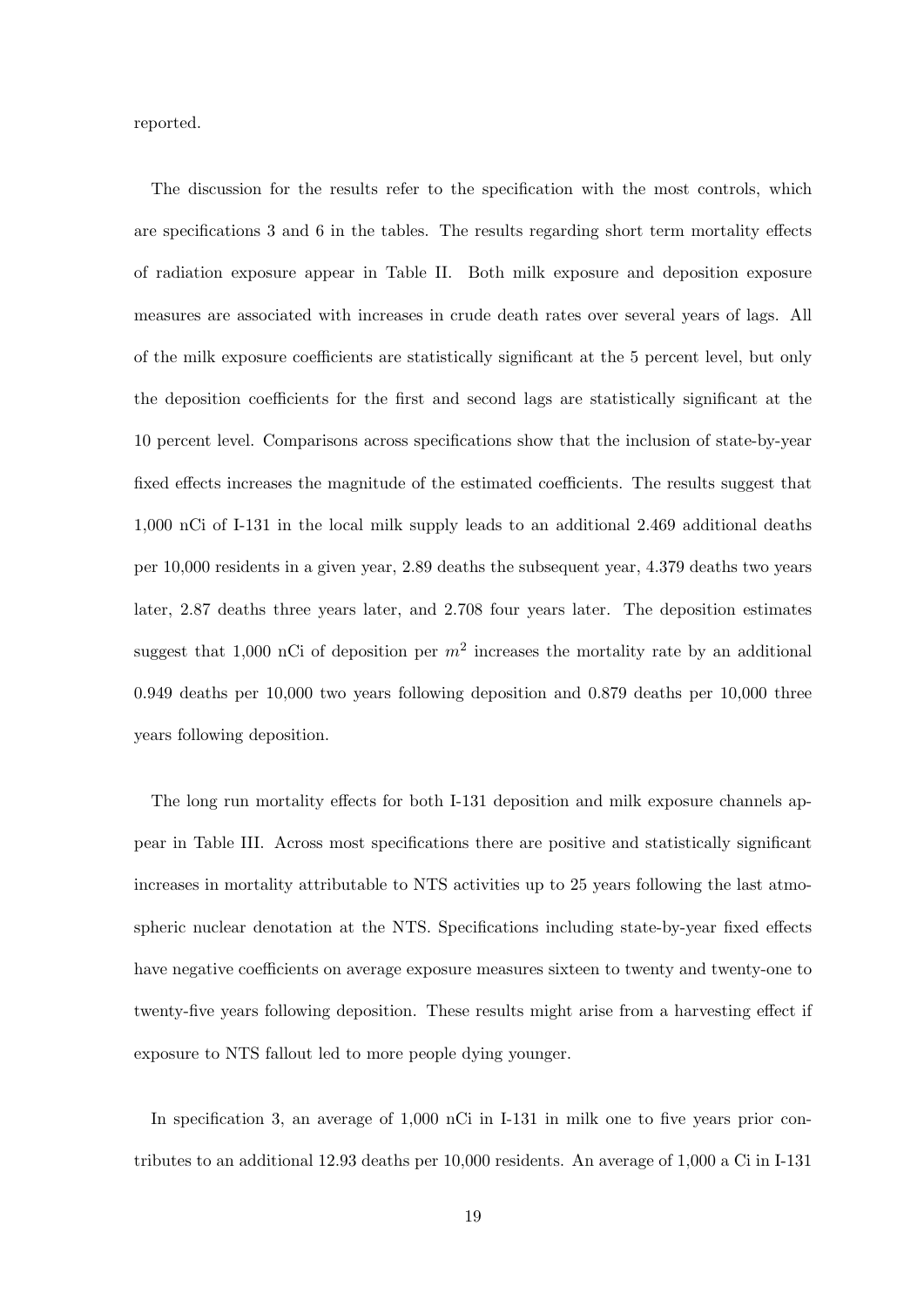reported.

The discussion for the results refer to the specification with the most controls, which are specifications 3 and 6 in the tables. The results regarding short term mortality effects of radiation exposure appear in Table II. Both milk exposure and deposition exposure measures are associated with increases in crude death rates over several years of lags. All of the milk exposure coefficients are statistically significant at the 5 percent level, but only the deposition coefficients for the first and second lags are statistically significant at the 10 percent level. Comparisons across specifications show that the inclusion of state-by-year fixed effects increases the magnitude of the estimated coefficients. The results suggest that 1,000 nCi of I-131 in the local milk supply leads to an additional 2.469 additional deaths per 10,000 residents in a given year, 2.89 deaths the subsequent year, 4.379 deaths two years later, 2.87 deaths three years later, and 2.708 four years later. The deposition estimates suggest that 1,000 nCi of deposition per $m^2$ increases the mortality rate by an additional 0.949 deaths per 10,000 two years following deposition and 0.879 deaths per 10,000 three years following deposition.

The long run mortality effects for both I-131 deposition and milk exposure channels appear in Table III. Across most specifications there are positive and statistically significant increases in mortality attributable to NTS activities up to 25 years following the last atmospheric nuclear denotation at the NTS. Specifications including state-by-year fixed effects have negative coefficients on average exposure measures sixteen to twenty and twenty-one to twenty-five years following deposition. These results might arise from a harvesting effect if exposure to NTS fallout led to more people dying younger.

In specification 3, an average of 1,000 nCi in I-131 in milk one to five years prior contributes to an additional 12.93 deaths per 10,000 residents. An average of 1,000 a Ci in I-131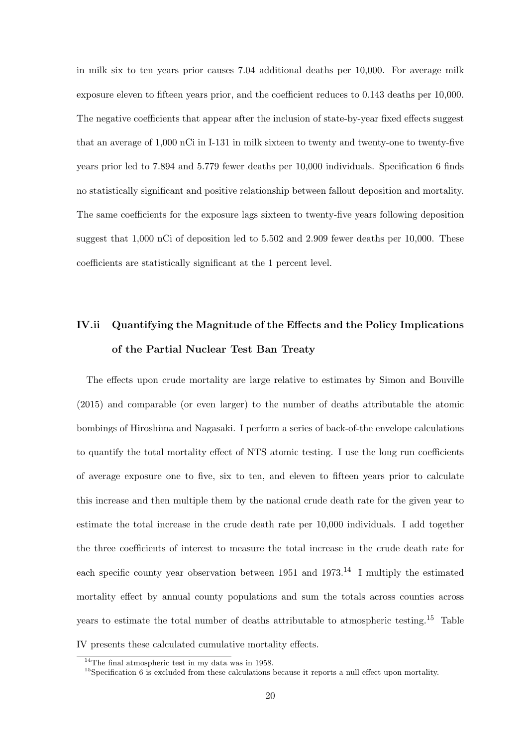in milk six to ten years prior causes 7.04 additional deaths per 10,000. For average milk exposure eleven to fifteen years prior, and the coefficient reduces to 0.143 deaths per 10,000. The negative coefficients that appear after the inclusion of state-by-year fixed effects suggest that an average of 1,000 nCi in I-131 in milk sixteen to twenty and twenty-one to twenty-five years prior led to 7.894 and 5.779 fewer deaths per 10,000 individuals. Specification 6 finds no statistically significant and positive relationship between fallout deposition and mortality. The same coefficients for the exposure lags sixteen to twenty-five years following deposition suggest that 1,000 nCi of deposition led to 5.502 and 2.909 fewer deaths per 10,000. These coefficients are statistically significant at the 1 percent level.

## IV.ii Quantifying the Magnitude of the Effects and the Policy Implications of the Partial Nuclear Test Ban Treaty

The effects upon crude mortality are large relative to estimates by Simon and Bouville (2015) and comparable (or even larger) to the number of deaths attributable the atomic bombings of Hiroshima and Nagasaki. I perform a series of back-of-the envelope calculations to quantify the total mortality effect of NTS atomic testing. I use the long run coefficients of average exposure one to five, six to ten, and eleven to fifteen years prior to calculate this increase and then multiple them by the national crude death rate for the given year to estimate the total increase in the crude death rate per 10,000 individuals. I add together the three coefficients of interest to measure the total increase in the crude death rate for each specific county year observation between 1951 and 1973.[14] I multiply the estimated mortality effect by annual county populations and sum the totals across counties across years to estimate the total number of deaths attributable to atmospheric testing.[15] Table IV presents these calculated cumulative mortality effects.

[14] The final atmospheric test in my data was in 1958.

[15] Specification 6 is excluded from these calculations because it reports a null effect upon mortality.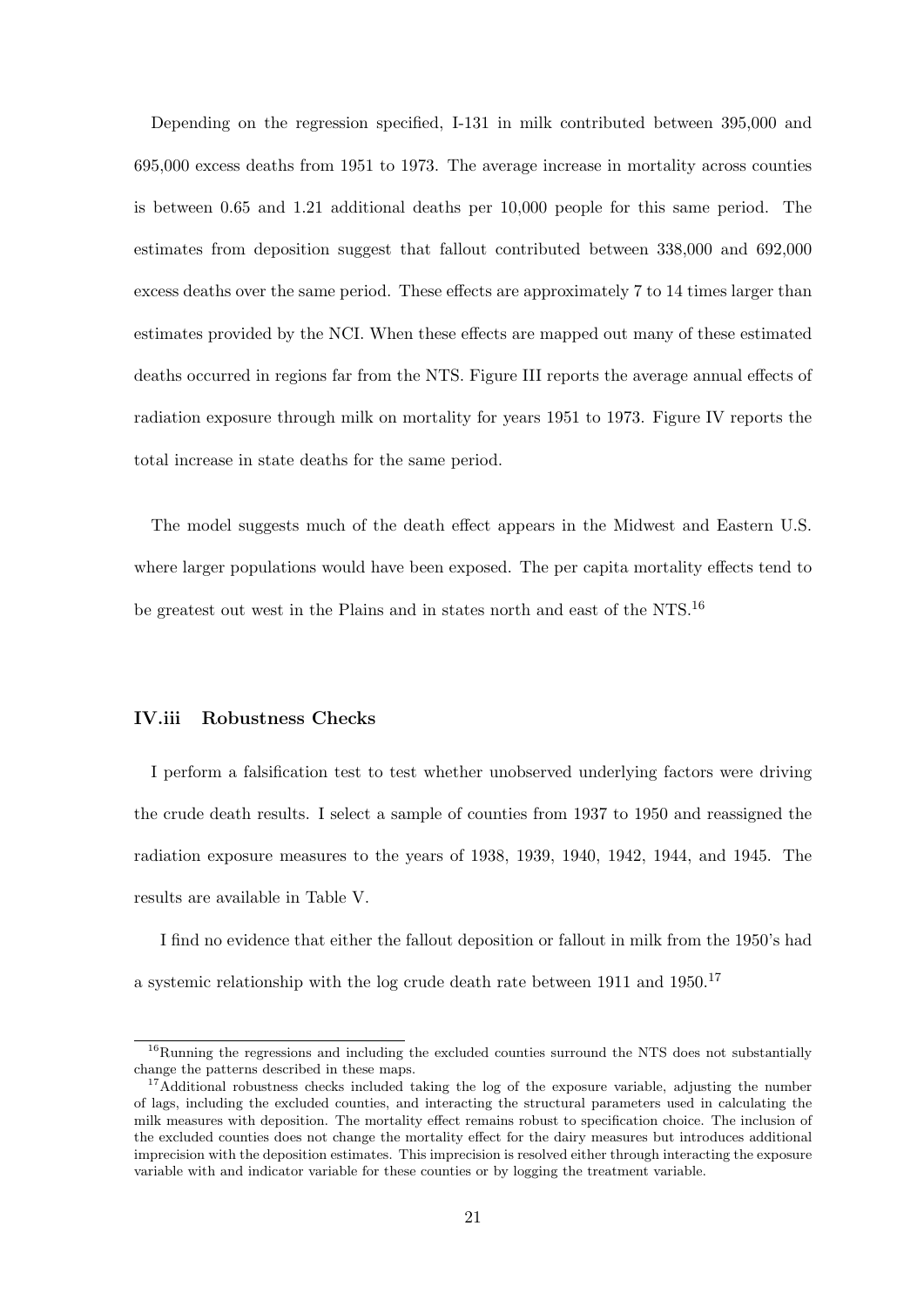Depending on the regression specified, I-131 in milk contributed between 395,000 and 695,000 excess deaths from 1951 to 1973. The average increase in mortality across counties is between 0.65 and 1.21 additional deaths per 10,000 people for this same period. The estimates from deposition suggest that fallout contributed between 338,000 and 692,000 excess deaths over the same period. These effects are approximately 7 to 14 times larger than estimates provided by the NCI. When these effects are mapped out many of these estimated deaths occurred in regions far from the NTS. Figure III reports the average annual effects of radiation exposure through milk on mortality for years 1951 to 1973. Figure IV reports the total increase in state deaths for the same period.

The model suggests much of the death effect appears in the Midwest and Eastern U.S. where larger populations would have been exposed. The per capita mortality effects tend to be greatest out west in the Plains and in states north and east of the NTS.[16]

### IV.iii Robustness Checks

I perform a falsification test to test whether unobserved underlying factors were driving the crude death results. I select a sample of counties from 1937 to 1950 and reassigned the radiation exposure measures to the years of 1938, 1939, 1940, 1942, 1944, and 1945. The results are available in Table V.

I find no evidence that either the fallout deposition or fallout in milk from the 1950's had a systemic relationship with the log crude death rate between 1911 and 1950.[17]

[16] Running the regressions and including the excluded counties surround the NTS does not substantially change the patterns described in these maps.

[17] Additional robustness checks included taking the log of the exposure variable, adjusting the number of lags, including the excluded counties, and interacting the structural parameters used in calculating the milk measures with deposition. The mortality effect remains robust to specification choice. The inclusion of the excluded counties does not change the mortality effect for the dairy measures but introduces additional imprecision with the deposition estimates. This imprecision is resolved either through interacting the exposure variable with and indicator variable for these counties or by logging the treatment variable.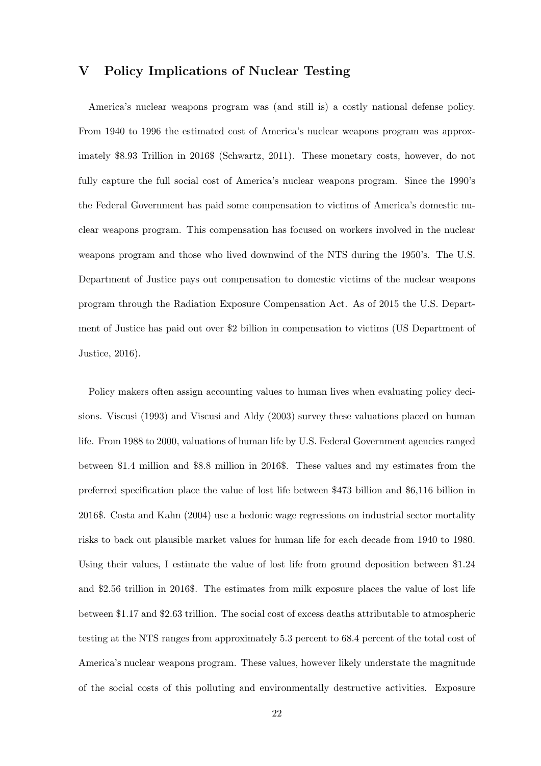## V Policy Implications of Nuclear Testing

America's nuclear weapons program was (and still is) a costly national defense policy. From 1940 to 1996 the estimated cost of America's nuclear weapons program was approximately \$8.93 Trillion in 2016\$ (Schwartz, 2011). These monetary costs, however, do not fully capture the full social cost of America's nuclear weapons program. Since the 1990's the Federal Government has paid some compensation to victims of America's domestic nuclear weapons program. This compensation has focused on workers involved in the nuclear weapons program and those who lived downwind of the NTS during the 1950's. The U.S. Department of Justice pays out compensation to domestic victims of the nuclear weapons program through the Radiation Exposure Compensation Act. As of 2015 the U.S. Department of Justice has paid out over \$2 billion in compensation to victims (US Department of Justice, 2016).

Policy makers often assign accounting values to human lives when evaluating policy decisions. Viscusi (1993) and Viscusi and Aldy (2003) survey these valuations placed on human life. From 1988 to 2000, valuations of human life by U.S. Federal Government agencies ranged between \$1.4 million and \$8.8 million in 2016\$. These values and my estimates from the preferred specification place the value of lost life between \$473 billion and \$6,116 billion in 2016\$. Costa and Kahn (2004) use a hedonic wage regressions on industrial sector mortality risks to back out plausible market values for human life for each decade from 1940 to 1980. Using their values, I estimate the value of lost life from ground deposition between \$1.24 and \$2.56 trillion in 2016\$. The estimates from milk exposure places the value of lost life between \$1.17 and \$2.63 trillion. The social cost of excess deaths attributable to atmospheric testing at the NTS ranges from approximately 5.3 percent to 68.4 percent of the total cost of America's nuclear weapons program. These values, however likely understate the magnitude of the social costs of this polluting and environmentally destructive activities. Exposure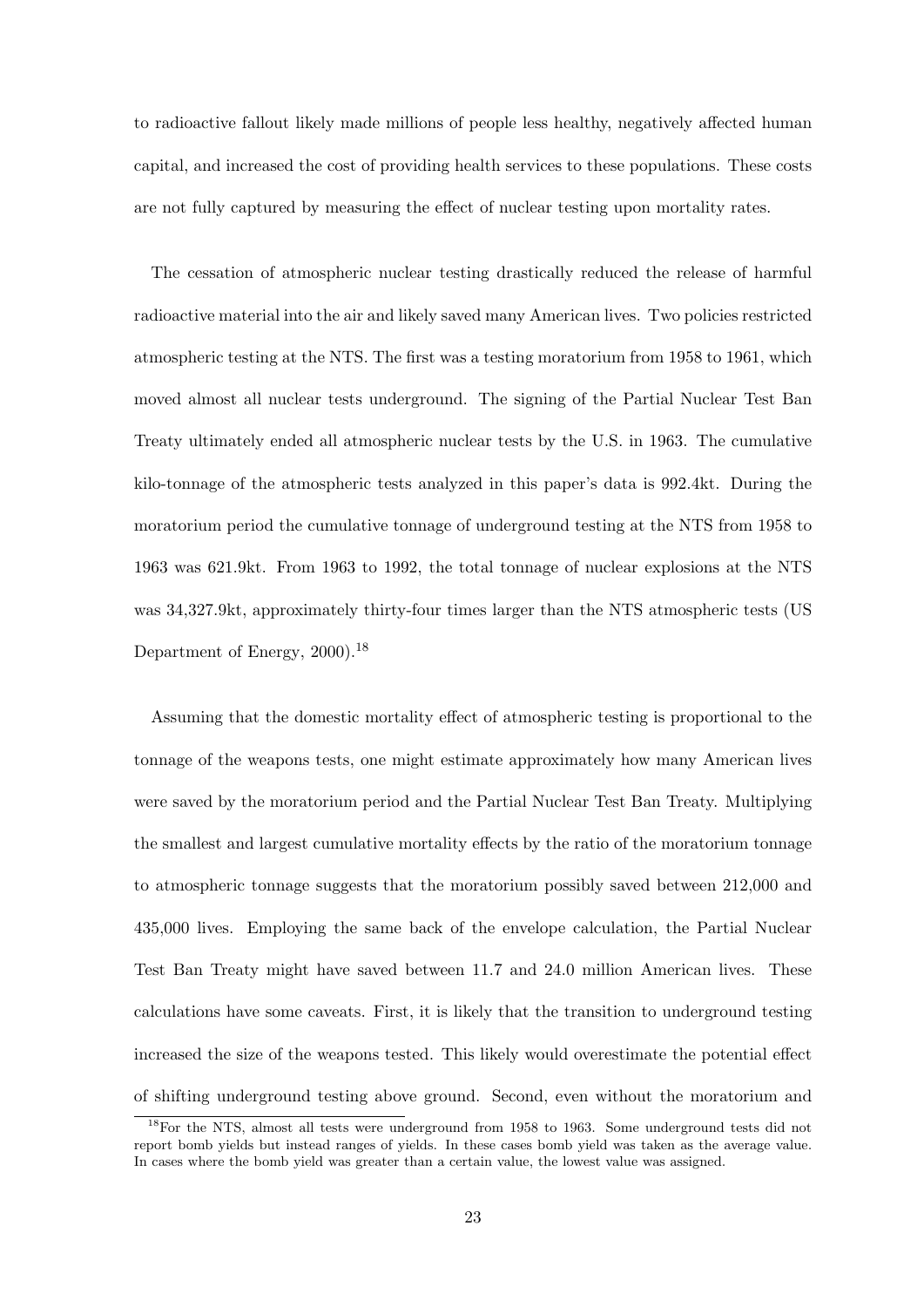to radioactive fallout likely made millions of people less healthy, negatively affected human capital, and increased the cost of providing health services to these populations. These costs are not fully captured by measuring the effect of nuclear testing upon mortality rates.

The cessation of atmospheric nuclear testing drastically reduced the release of harmful radioactive material into the air and likely saved many American lives. Two policies restricted atmospheric testing at the NTS. The first was a testing moratorium from 1958 to 1961, which moved almost all nuclear tests underground. The signing of the Partial Nuclear Test Ban Treaty ultimately ended all atmospheric nuclear tests by the U.S. in 1963. The cumulative kilo-tonnage of the atmospheric tests analyzed in this paper's data is 992.4kt. During the moratorium period the cumulative tonnage of underground testing at the NTS from 1958 to 1963 was 621.9kt. From 1963 to 1992, the total tonnage of nuclear explosions at the NTS was 34,327.9kt, approximately thirty-four times larger than the NTS atmospheric tests (US Department of Energy, 2000).[18]

Assuming that the domestic mortality effect of atmospheric testing is proportional to the tonnage of the weapons tests, one might estimate approximately how many American lives were saved by the moratorium period and the Partial Nuclear Test Ban Treaty. Multiplying the smallest and largest cumulative mortality effects by the ratio of the moratorium tonnage to atmospheric tonnage suggests that the moratorium possibly saved between 212,000 and 435,000 lives. Employing the same back of the envelope calculation, the Partial Nuclear Test Ban Treaty might have saved between 11.7 and 24.0 million American lives. These calculations have some caveats. First, it is likely that the transition to underground testing increased the size of the weapons tested. This likely would overestimate the potential effect of shifting underground testing above ground. Second, even without the moratorium and

[18] For the NTS, almost all tests were underground from 1958 to 1963. Some underground tests did not report bomb yields but instead ranges of yields. In these cases bomb yield was taken as the average value. In cases where the bomb yield was greater than a certain value, the lowest value was assigned.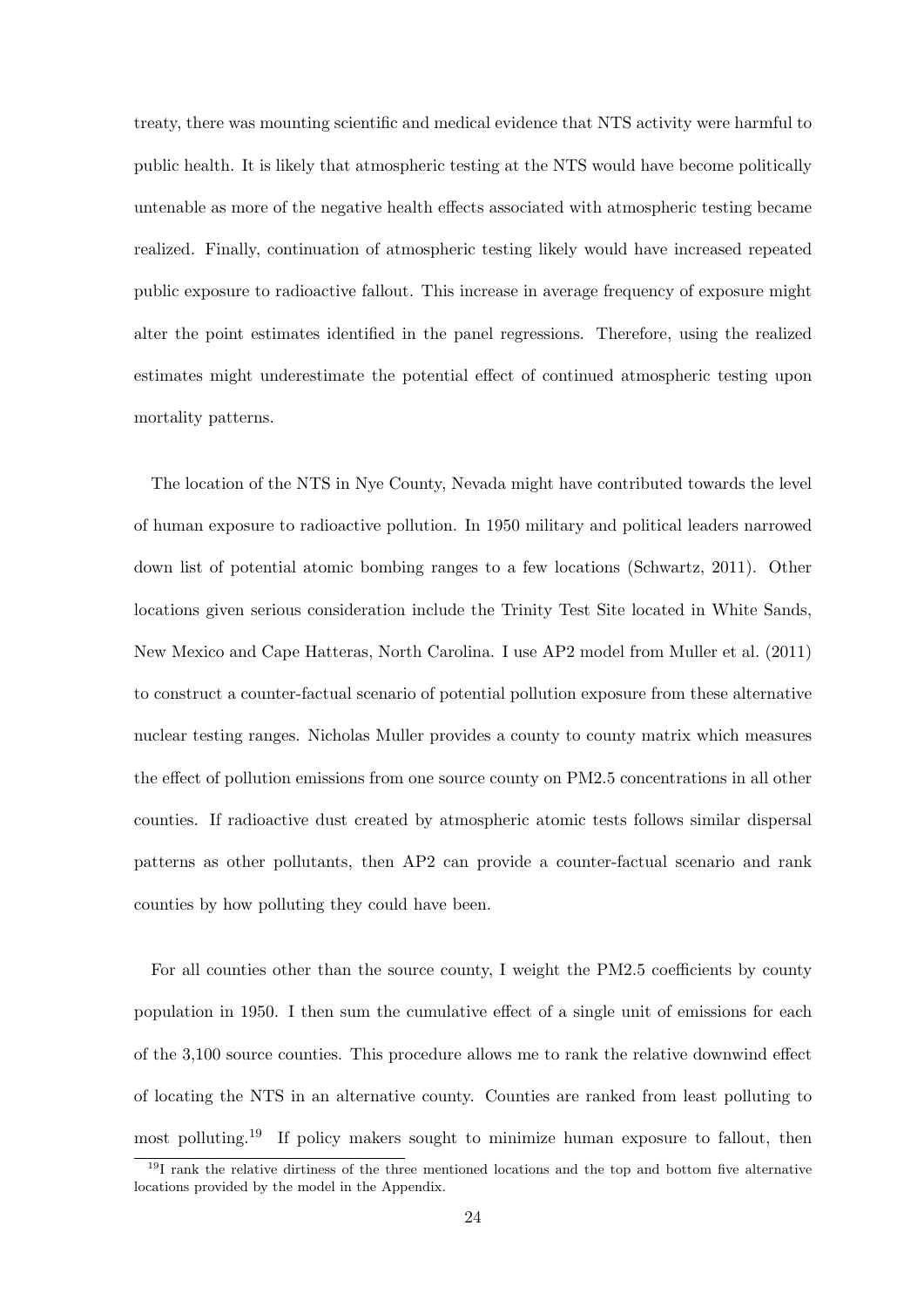treaty, there was mounting scientific and medical evidence that NTS activity were harmful to public health. It is likely that atmospheric testing at the NTS would have become politically untenable as more of the negative health effects associated with atmospheric testing became realized. Finally, continuation of atmospheric testing likely would have increased repeated public exposure to radioactive fallout. This increase in average frequency of exposure might alter the point estimates identified in the panel regressions. Therefore, using the realized estimates might underestimate the potential effect of continued atmospheric testing upon mortality patterns.

The location of the NTS in Nye County, Nevada might have contributed towards the level of human exposure to radioactive pollution. In 1950 military and political leaders narrowed down list of potential atomic bombing ranges to a few locations (Schwartz, 2011). Other locations given serious consideration include the Trinity Test Site located in White Sands, New Mexico and Cape Hatteras, North Carolina. I use AP2 model from Muller et al. (2011) to construct a counter-factual scenario of potential pollution exposure from these alternative nuclear testing ranges. Nicholas Muller provides a county to county matrix which measures the effect of pollution emissions from one source county on PM2.5 concentrations in all other counties. If radioactive dust created by atmospheric atomic tests follows similar dispersal patterns as other pollutants, then AP2 can provide a counter-factual scenario and rank counties by how polluting they could have been.

For all counties other than the source county, I weight the PM2.5 coefficients by county population in 1950. I then sum the cumulative effect of a single unit of emissions for each of the 3,100 source counties. This procedure allows me to rank the relative downwind effect of locating the NTS in an alternative county. Counties are ranked from least polluting to most polluting.[19] If policy makers sought to minimize human exposure to fallout, then

[19] I rank the relative dirtiness of the three mentioned locations and the top and bottom five alternative locations provided by the model in the Appendix.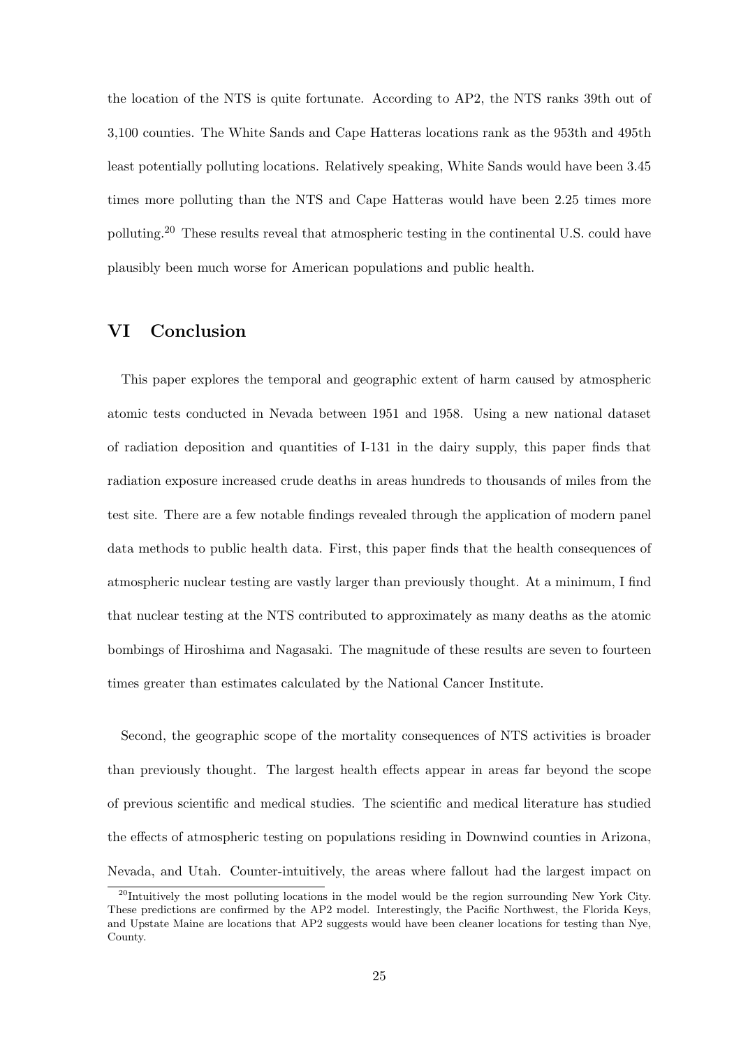the location of the NTS is quite fortunate. According to AP2, the NTS ranks 39th out of 3,100 counties. The White Sands and Cape Hatteras locations rank as the 953th and 495th least potentially polluting locations. Relatively speaking, White Sands would have been 3.45 times more polluting than the NTS and Cape Hatteras would have been 2.25 times more polluting.[20] These results reveal that atmospheric testing in the continental U.S. could have plausibly been much worse for American populations and public health.

## VI Conclusion

This paper explores the temporal and geographic extent of harm caused by atmospheric atomic tests conducted in Nevada between 1951 and 1958. Using a new national dataset of radiation deposition and quantities of I-131 in the dairy supply, this paper finds that radiation exposure increased crude deaths in areas hundreds to thousands of miles from the test site. There are a few notable findings revealed through the application of modern panel data methods to public health data. First, this paper finds that the health consequences of atmospheric nuclear testing are vastly larger than previously thought. At a minimum, I find that nuclear testing at the NTS contributed to approximately as many deaths as the atomic bombings of Hiroshima and Nagasaki. The magnitude of these results are seven to fourteen times greater than estimates calculated by the National Cancer Institute.

Second, the geographic scope of the mortality consequences of NTS activities is broader than previously thought. The largest health effects appear in areas far beyond the scope of previous scientific and medical studies. The scientific and medical literature has studied the effects of atmospheric testing on populations residing in Downwind counties in Arizona, Nevada, and Utah. Counter-intuitively, the areas where fallout had the largest impact on

[20] Intuitively the most polluting locations in the model would be the region surrounding New York City. These predictions are confirmed by the AP2 model. Interestingly, the Pacific Northwest, the Florida Keys, and Upstate Maine are locations that AP2 suggests would have been cleaner locations for testing than Nye, County.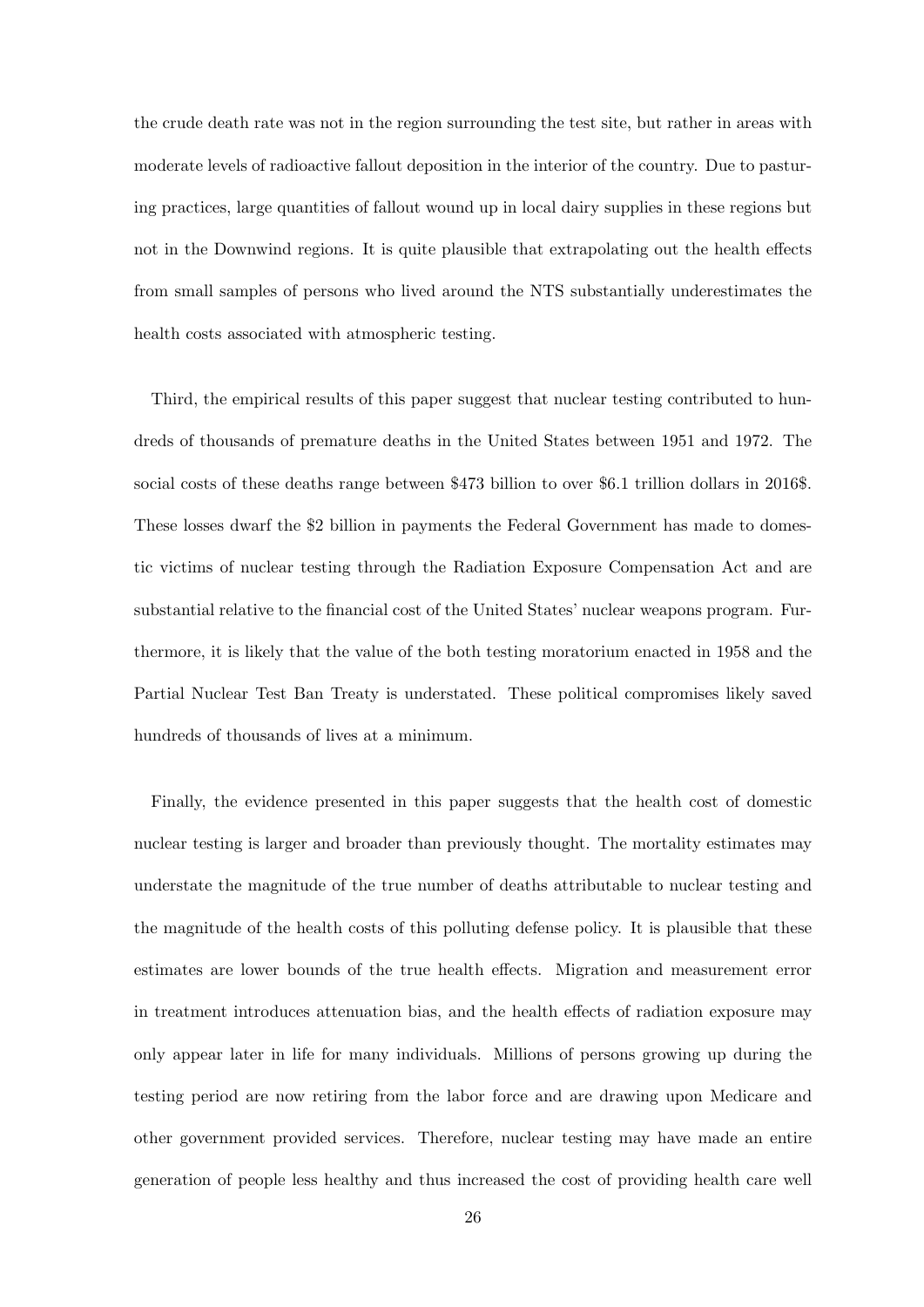the crude death rate was not in the region surrounding the test site, but rather in areas with moderate levels of radioactive fallout deposition in the interior of the country. Due to pasturing practices, large quantities of fallout wound up in local dairy supplies in these regions but not in the Downwind regions. It is quite plausible that extrapolating out the health effects from small samples of persons who lived around the NTS substantially underestimates the health costs associated with atmospheric testing.

Third, the empirical results of this paper suggest that nuclear testing contributed to hundreds of thousands of premature deaths in the United States between 1951 and 1972. The social costs of these deaths range between $473 billion to over $6.1 trillion dollars in 2016$. These losses dwarf the $2 billion in payments the Federal Government has made to domestic victims of nuclear testing through the Radiation Exposure Compensation Act and are substantial relative to the financial cost of the United States' nuclear weapons program. Furthermore, it is likely that the value of the both testing moratorium enacted in 1958 and the Partial Nuclear Test Ban Treaty is understated. These political compromises likely saved hundreds of thousands of lives at a minimum.

Finally, the evidence presented in this paper suggests that the health cost of domestic nuclear testing is larger and broader than previously thought. The mortality estimates may understate the magnitude of the true number of deaths attributable to nuclear testing and the magnitude of the health costs of this polluting defense policy. It is plausible that these estimates are lower bounds of the true health effects. Migration and measurement error in treatment introduces attenuation bias, and the health effects of radiation exposure may only appear later in life for many individuals. Millions of persons growing up during the testing period are now retiring from the labor force and are drawing upon Medicare and other government provided services. Therefore, nuclear testing may have made an entire generation of people less healthy and thus increased the cost of providing health care well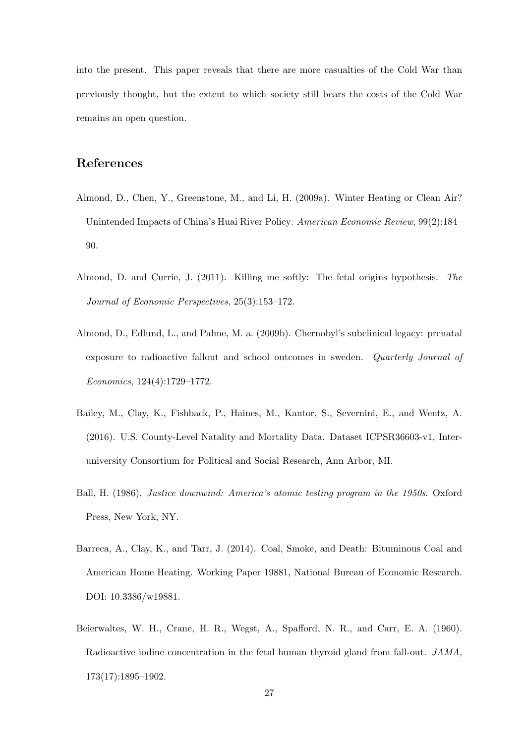into the present. This paper reveals that there are more casualties of the Cold War than previously thought, but the extent to which society still bears the costs of the Cold War remains an open question.

## References

Almond, D., Chen, Y., Greenstone, M., and Li, H. (2009a). Winter Heating or Clean Air? Unintended Impacts of China's Huai River Policy. *American Economic Review*, 99(2):184–90.

Almond, D. and Currie, J. (2011). Killing me softly: The fetal origins hypothesis. *The Journal of Economic Perspectives*, 25(3):153–172.

Almond, D., Edlund, L., and Palme, M. a. (2009b). Chernobyl's subclinical legacy: prenatal exposure to radioactive fallout and school outcomes in sweden. *Quarterly Journal of Economics*, 124(4):1729–1772.

Bailey, M., Clay, K., Fishback, P., Haines, M., Kantor, S., Severnini, E., and Wentz, A. (2016). U.S. County-Level Natality and Mortality Data. Dataset ICPSR36603-v1, Inter-university Consortium for Political and Social Research, Ann Arbor, MI.

Ball, H. (1986). *Justice downwind: America's atomic testing program in the 1950s.* Oxford Press, New York, NY.

Barreca, A., Clay, K., and Tarr, J. (2014). Coal, Smoke, and Death: Bituminous Coal and American Home Heating. Working Paper 19881, National Bureau of Economic Research. DOI: 10.3386/w19881.

Beierwaltes, W. H., Crane, H. R., Wegst, A., Spafford, N. R., and Carr, E. A. (1960). Radioactive iodine concentration in the fetal human thyroid gland from fall-out. *JAMA*, 173(17):1895–1902.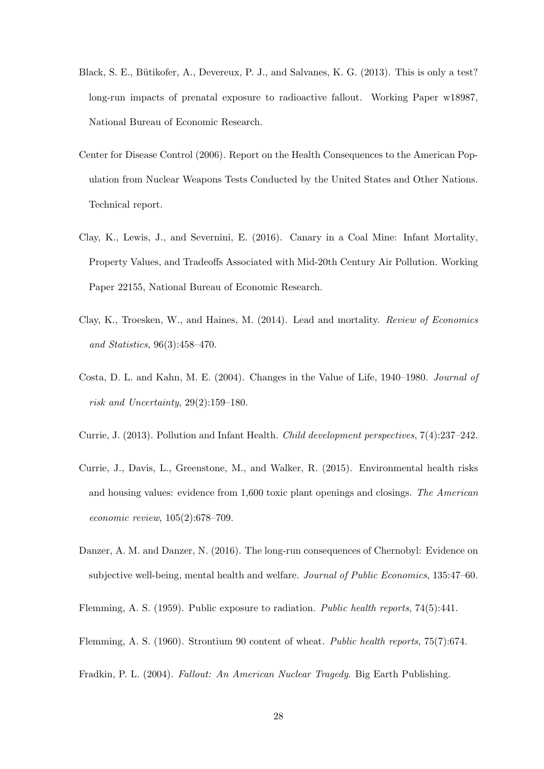Black, S. E., Bütikofer, A., Devereux, P. J., and Salvanes, K. G. (2013). This is only a test? long-run impacts of prenatal exposure to radioactive fallout. Working Paper w18987, National Bureau of Economic Research.

Center for Disease Control (2006). Report on the Health Consequences to the American Population from Nuclear Weapons Tests Conducted by the United States and Other Nations. Technical report.

Clay, K., Lewis, J., and Severnini, E. (2016). Canary in a Coal Mine: Infant Mortality, Property Values, and Tradeoffs Associated with Mid-20th Century Air Pollution. Working Paper 22155, National Bureau of Economic Research.

Clay, K., Troesken, W., and Haines, M. (2014). Lead and mortality. *Review of Economics and Statistics*, 96(3):458–470.

Costa, D. L. and Kahn, M. E. (2004). Changes in the Value of Life, 1940–1980. *Journal of risk and Uncertainty*, 29(2):159–180.

Currie, J. (2013). Pollution and Infant Health. *Child development perspectives*, 7(4):237–242.

Currie, J., Davis, L., Greenstone, M., and Walker, R. (2015). Environmental health risks and housing values: evidence from 1,600 toxic plant openings and closings. *The American economic review*, 105(2):678–709.

Danzer, A. M. and Danzer, N. (2016). The long-run consequences of Chernobyl: Evidence on subjective well-being, mental health and welfare. *Journal of Public Economics*, 135:47–60.

Flemming, A. S. (1959). Public exposure to radiation. *Public health reports*, 74(5):441.

Flemming, A. S. (1960). Strontium 90 content of wheat. *Public health reports*, 75(7):674.

Fradkin, P. L. (2004). *Fallout: An American Nuclear Tragedy*. Big Earth Publishing.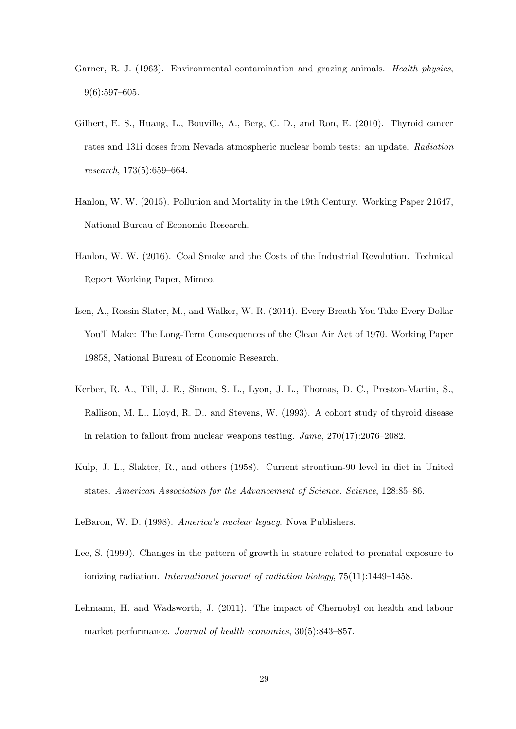Garner, R. J. (1963). Environmental contamination and grazing animals. *Health physics*, 9(6):597–605.

Gilbert, E. S., Huang, L., Bouville, A., Berg, C. D., and Ron, E. (2010). Thyroid cancer rates and 131i doses from Nevada atmospheric nuclear bomb tests: an update. *Radiation research*, 173(5):659–664.

Hanlon, W. W. (2015). Pollution and Mortality in the 19th Century. Working Paper 21647, National Bureau of Economic Research.

Hanlon, W. W. (2016). Coal Smoke and the Costs of the Industrial Revolution. Technical Report Working Paper, Mimeo.

Isen, A., Rossin-Slater, M., and Walker, W. R. (2014). Every Breath You Take-Every Dollar You'll Make: The Long-Term Consequences of the Clean Air Act of 1970. Working Paper 19858, National Bureau of Economic Research.

Kerber, R. A., Till, J. E., Simon, S. L., Lyon, J. L., Thomas, D. C., Preston-Martin, S., Rallison, M. L., Lloyd, R. D., and Stevens, W. (1993). A cohort study of thyroid disease in relation to fallout from nuclear weapons testing. *Jama*, 270(17):2076–2082.

Kulp, J. L., Slakter, R., and others (1958). Current strontium-90 level in diet in United states. *American Association for the Advancement of Science. Science*, 128:85–86.

LeBaron, W. D. (1998). *America's nuclear legacy*. Nova Publishers.

Lee, S. (1999). Changes in the pattern of growth in stature related to prenatal exposure to ionizing radiation. *International journal of radiation biology*, 75(11):1449–1458.

Lehmann, H. and Wadsworth, J. (2011). The impact of Chernobyl on health and labour market performance. *Journal of health economics*, 30(5):843–857.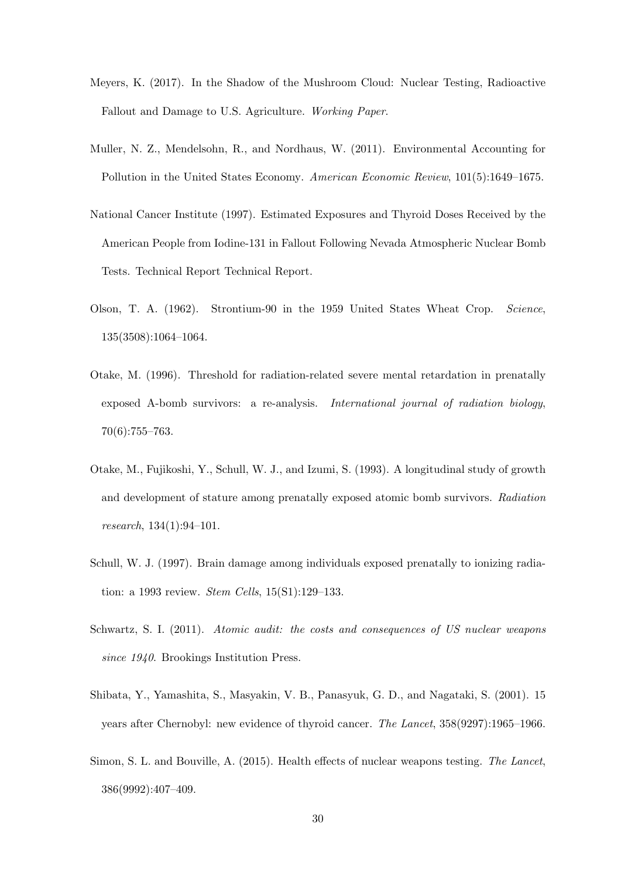Meyers, K. (2017). In the Shadow of the Mushroom Cloud: Nuclear Testing, Radioactive Fallout and Damage to U.S. Agriculture. *Working Paper*.

Muller, N. Z., Mendelsohn, R., and Nordhaus, W. (2011). Environmental Accounting for Pollution in the United States Economy. *American Economic Review*, 101(5):1649–1675.

National Cancer Institute (1997). Estimated Exposures and Thyroid Doses Received by the American People from Iodine-131 in Fallout Following Nevada Atmospheric Nuclear Bomb Tests. Technical Report Technical Report.

Olson, T. A. (1962). Strontium-90 in the 1959 United States Wheat Crop. *Science*, 135(3508):1064–1064.

Otake, M. (1996). Threshold for radiation-related severe mental retardation in prenatally exposed A-bomb survivors: a re-analysis. *International journal of radiation biology*, 70(6):755–763.

Otake, M., Fujikoshi, Y., Schull, W. J., and Izumi, S. (1993). A longitudinal study of growth and development of stature among prenatally exposed atomic bomb survivors. *Radiation research*, 134(1):94–101.

Schull, W. J. (1997). Brain damage among individuals exposed prenatally to ionizing radiation: a 1993 review. *Stem Cells*, 15(S1):129–133.

Schwartz, S. I. (2011). *Atomic audit: the costs and consequences of US nuclear weapons since 1940*. Brookings Institution Press.

Shibata, Y., Yamashita, S., Masyakin, V. B., Panasyuk, G. D., and Nagataki, S. (2001). 15 years after Chernobyl: new evidence of thyroid cancer. *The Lancet*, 358(9297):1965–1966.

Simon, S. L. and Bouville, A. (2015). Health effects of nuclear weapons testing. *The Lancet*, 386(9992):407–409.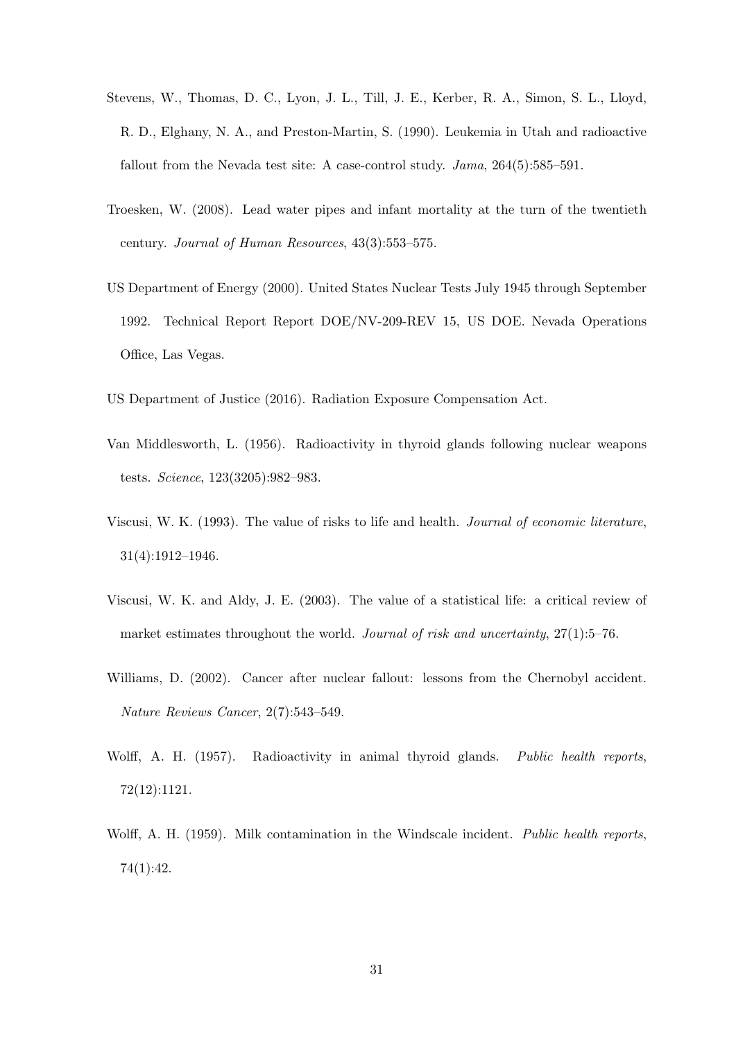Stevens, W., Thomas, D. C., Lyon, J. L., Till, J. E., Kerber, R. A., Simon, S. L., Lloyd, R. D., Elghany, N. A., and Preston-Martin, S. (1990). Leukemia in Utah and radioactive fallout from the Nevada test site: A case-control study. *Jama*, 264(5):585–591.

Troesken, W. (2008). Lead water pipes and infant mortality at the turn of the twentieth century. *Journal of Human Resources*, 43(3):553–575.

US Department of Energy (2000). United States Nuclear Tests July 1945 through September 1992. Technical Report Report DOE/NV-209-REV 15, US DOE. Nevada Operations Office, Las Vegas.

US Department of Justice (2016). Radiation Exposure Compensation Act.

Van Middlesworth, L. (1956). Radioactivity in thyroid glands following nuclear weapons tests. *Science*, 123(3205):982–983.

Viscusi, W. K. (1993). The value of risks to life and health. *Journal of economic literature*, 31(4):1912–1946.

Viscusi, W. K. and Aldy, J. E. (2003). The value of a statistical life: a critical review of market estimates throughout the world. *Journal of risk and uncertainty*, 27(1):5–76.

Williams, D. (2002). Cancer after nuclear fallout: lessons from the Chernobyl accident. *Nature Reviews Cancer*, 2(7):543–549.

Wolff, A. H. (1957). Radioactivity in animal thyroid glands. *Public health reports*, 72(12):1121.

Wolff, A. H. (1959). Milk contamination in the Windscale incident. *Public health reports*, 74(1):42.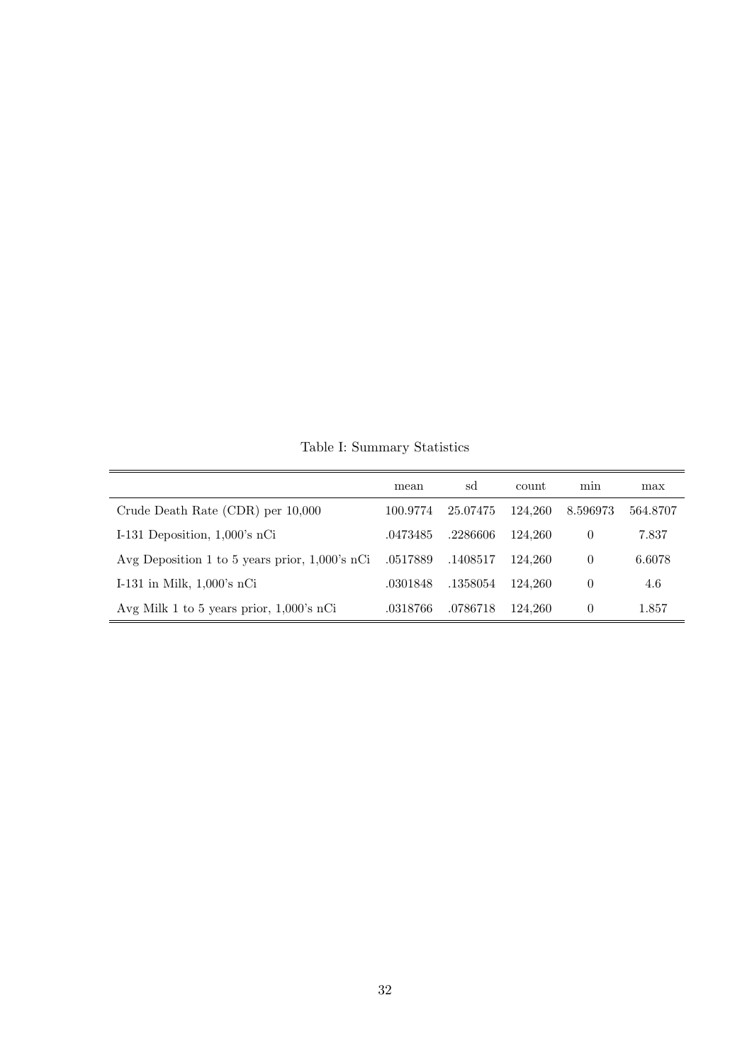Table I: Summary Statistics

| | mean | sd | count | min | max |
|---|---|---|---|---|---|
| Crude Death Rate (CDR) per 10,000 | 100.9774 | 25.07475 | 124,260 | 8.596973 | 564.8707 |
| I-131 Deposition, 1,000's nCi | .0473485 | .2286606 | 124,260 | 0 | 7.837 |
| Avg Deposition 1 to 5 years prior, 1,000's nCi | .0517889 | .1408517 | 124,260 | 0 | 6.6078 |
| I-131 in Milk, 1,000's nCi | .0301848 | .1358054 | 124,260 | 0 | 4.6 |
| Avg Milk 1 to 5 years prior, 1,000's nCi | .0318766 | .0786718 | 124,260 | 0 | 1.857 |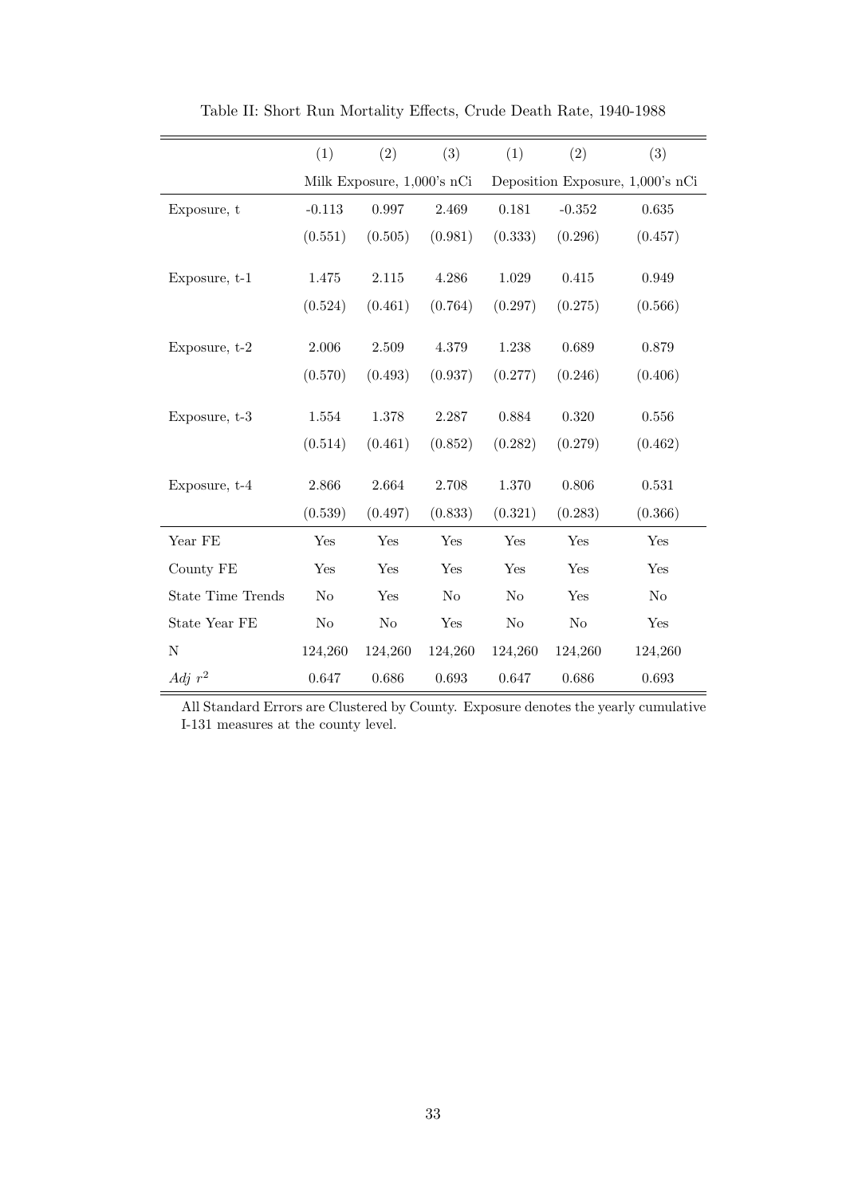Table II: Short Run Mortality Effects, Crude Death Rate, 1940-1988

| | (1) | (2) | (3) | (1) | (2) | (3) |
|---|---|---|---|---|---|---|
| | Milk Exposure, 1,000's nCi | | | Deposition Exposure, 1,000's nCi | | |
| Exposure, t | -0.113 | 0.997 | 2.469 | 0.181 | -0.352 | 0.635 |
| | (0.551) | (0.505) | (0.981) | (0.333) | (0.296) | (0.457) |
| Exposure, t-1 | 1.475 | 2.115 | 4.286 | 1.029 | 0.415 | 0.949 |
| | (0.524) | (0.461) | (0.764) | (0.297) | (0.275) | (0.566) |
| Exposure, t-2 | 2.006 | 2.509 | 4.379 | 1.238 | 0.689 | 0.879 |
| | (0.570) | (0.493) | (0.937) | (0.277) | (0.246) | (0.406) |
| Exposure, t-3 | 1.554 | 1.378 | 2.287 | 0.884 | 0.320 | 0.556 |
| | (0.514) | (0.461) | (0.852) | (0.282) | (0.279) | (0.462) |
| Exposure, t-4 | 2.866 | 2.664 | 2.708 | 1.370 | 0.806 | 0.531 |
| | (0.539) | (0.497) | (0.833) | (0.321) | (0.283) | (0.366) |
| Year FE | Yes | Yes | Yes | Yes | Yes | Yes |
| County FE | Yes | Yes | Yes | Yes | Yes | Yes |
| State Time Trends | No | Yes | No | No | Yes | No |
| State Year FE | No | No | Yes | No | No | Yes |
| N | 124,260 | 124,260 | 124,260 | 124,260 | 124,260 | 124,260 |
| *Adj* $r^2$ | 0.647 | 0.686 | 0.693 | 0.647 | 0.686 | 0.693 |

All Standard Errors are Clustered by County. Exposure denotes the yearly cumulative I-131 measures at the county level.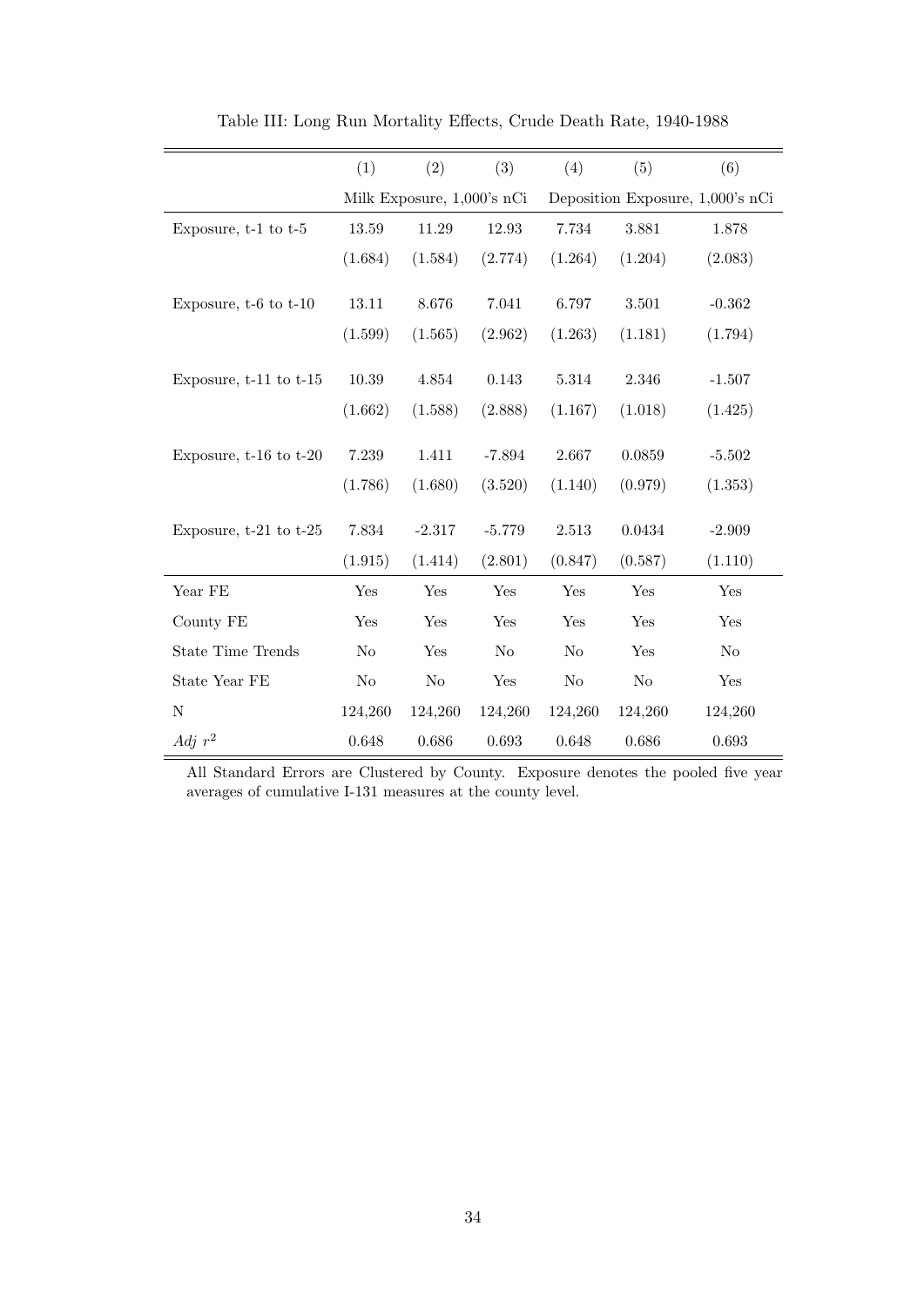Table III: Long Run Mortality Effects, Crude Death Rate, 1940-1988

| | (1) | (2) | (3) | (4) | (5) | (6) |
|---|---|---|---|---|---|---|
| | Milk Exposure, 1,000's nCi | | | Deposition Exposure, 1,000's nCi | | |
| Exposure, t-1 to t-5 | 13.59 | 11.29 | 12.93 | 7.734 | 3.881 | 1.878 |
| | (1.684) | (1.584) | (2.774) | (1.264) | (1.204) | (2.083) |
| Exposure, t-6 to t-10 | 13.11 | 8.676 | 7.041 | 6.797 | 3.501 | -0.362 |
| | (1.599) | (1.565) | (2.962) | (1.263) | (1.181) | (1.794) |
| Exposure, t-11 to t-15 | 10.39 | 4.854 | 0.143 | 5.314 | 2.346 | -1.507 |
| | (1.662) | (1.588) | (2.888) | (1.167) | (1.018) | (1.425) |
| Exposure, t-16 to t-20 | 7.239 | 1.411 | -7.894 | 2.667 | 0.0859 | -5.502 |
| | (1.786) | (1.680) | (3.520) | (1.140) | (0.979) | (1.353) |
| Exposure, t-21 to t-25 | 7.834 | -2.317 | -5.779 | 2.513 | 0.0434 | -2.909 |
| | (1.915) | (1.414) | (2.801) | (0.847) | (0.587) | (1.110) |
| Year FE | Yes | Yes | Yes | Yes | Yes | Yes |
| County FE | Yes | Yes | Yes | Yes | Yes | Yes |
| State Time Trends | No | Yes | No | No | Yes | No |
| State Year FE | No | No | Yes | No | No | Yes |
| N | 124,260 | 124,260 | 124,260 | 124,260 | 124,260 | 124,260 |
| *Adj* $r^2$ | 0.648 | 0.686 | 0.693 | 0.648 | 0.686 | 0.693 |

All Standard Errors are Clustered by County. Exposure denotes the pooled five year averages of cumulative I-131 measures at the county level.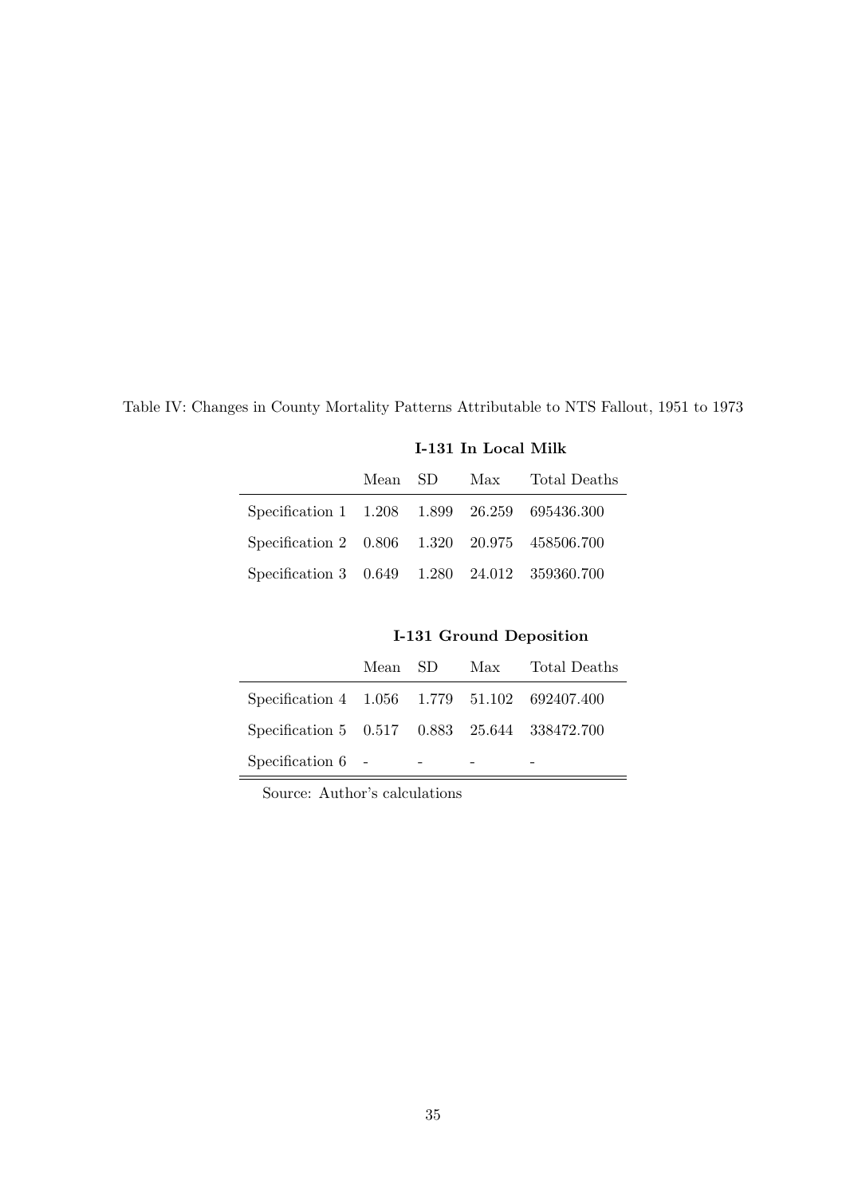Table IV: Changes in County Mortality Patterns Attributable to NTS Fallout, 1951 to 1973

**I-131 In Local Milk**

| | Mean | SD | Max | Total Deaths |
|---|---|---|---|---|
| Specification 1 | 1.208 | 1.899 | 26.259 | 695436.300 |
| Specification 2 | 0.806 | 1.320 | 20.975 | 458506.700 |
| Specification 3 | 0.649 | 1.280 | 24.012 | 359360.700 |

**I-131 Ground Deposition**

| | Mean | SD | Max | Total Deaths |
|---|---|---|---|---|
| Specification 4 | 1.056 | 1.779 | 51.102 | 692407.400 |
| Specification 5 | 0.517 | 0.883 | 25.644 | 338472.700 |
| Specification 6 | - | - | - | - |

Source: Author's calculations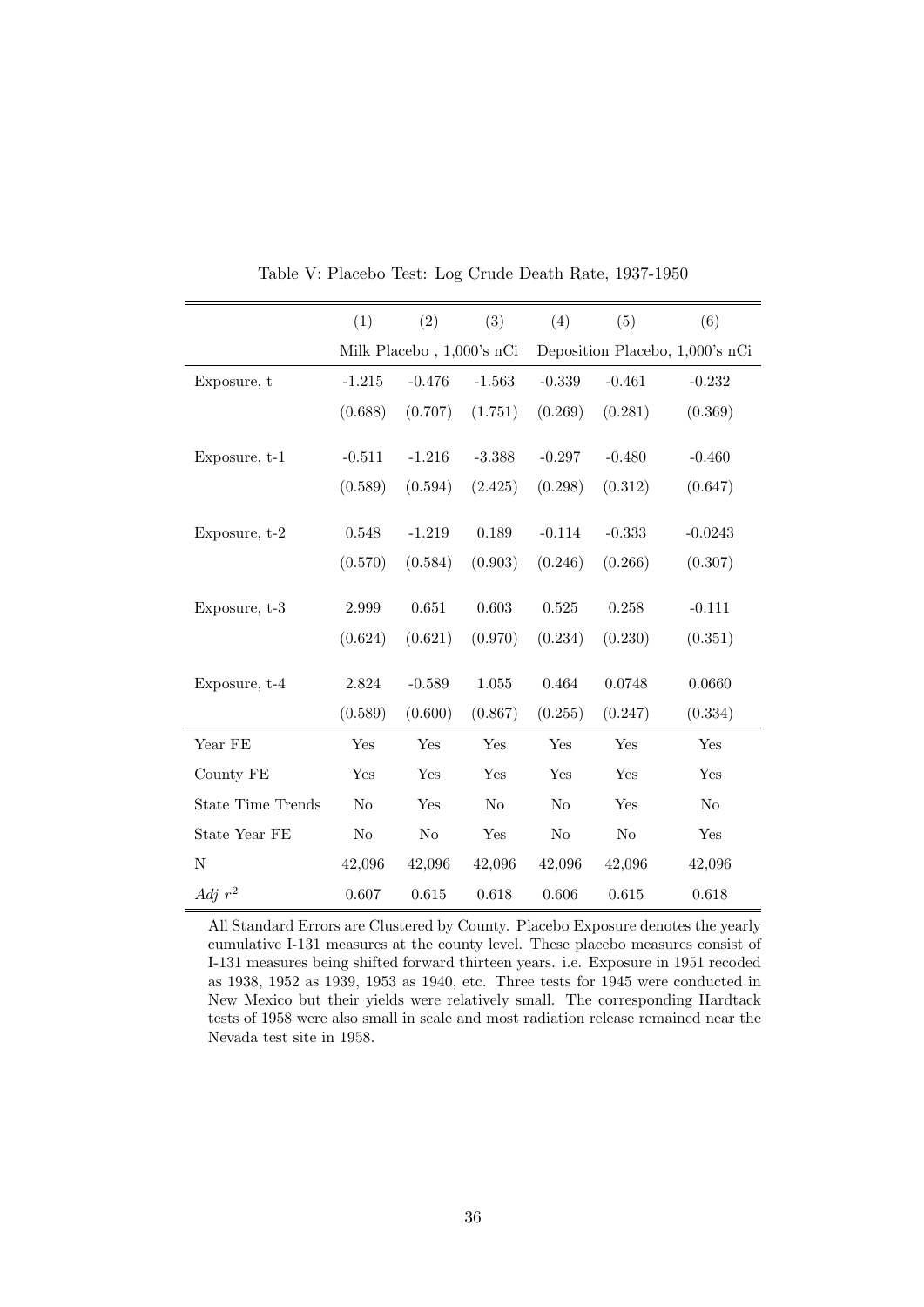Table V: Placebo Test: Log Crude Death Rate, 1937-1950

| | (1) | (2) | (3) | (4) | (5) | (6) |
|---|---|---|---|---|---|---|
| | Milk Placebo , 1,000's nCi | | | Deposition Placebo, 1,000's nCi | | |
| Exposure, t | -1.215 | -0.476 | -1.563 | -0.339 | -0.461 | -0.232 |
| | (0.688) | (0.707) | (1.751) | (0.269) | (0.281) | (0.369) |
| Exposure, t-1 | -0.511 | -1.216 | -3.388 | -0.297 | -0.480 | -0.460 |
| | (0.589) | (0.594) | (2.425) | (0.298) | (0.312) | (0.647) |
| Exposure, t-2 | 0.548 | -1.219 | 0.189 | -0.114 | -0.333 | -0.0243 |
| | (0.570) | (0.584) | (0.903) | (0.246) | (0.266) | (0.307) |
| Exposure, t-3 | 2.999 | 0.651 | 0.603 | 0.525 | 0.258 | -0.111 |
| | (0.624) | (0.621) | (0.970) | (0.234) | (0.230) | (0.351) |
| Exposure, t-4 | 2.824 | -0.589 | 1.055 | 0.464 | 0.0748 | 0.0660 |
| | (0.589) | (0.600) | (0.867) | (0.255) | (0.247) | (0.334) |
| Year FE | Yes | Yes | Yes | Yes | Yes | Yes |
| County FE | Yes | Yes | Yes | Yes | Yes | Yes |
| State Time Trends | No | Yes | No | No | Yes | No |
| State Year FE | No | No | Yes | No | No | Yes |
| N | 42,096 | 42,096 | 42,096 | 42,096 | 42,096 | 42,096 |
| *Adj* $r^2$ | 0.607 | 0.615 | 0.618 | 0.606 | 0.615 | 0.618 |

All Standard Errors are Clustered by County. Placebo Exposure denotes the yearly cumulative I-131 measures at the county level. These placebo measures consist of I-131 measures being shifted forward thirteen years. i.e. Exposure in 1951 recoded as 1938, 1952 as 1939, 1953 as 1940, etc. Three tests for 1945 were conducted in New Mexico but their yields were relatively small. The corresponding Hardtack tests of 1958 were also small in scale and most radiation release remained near the Nevada test site in 1958.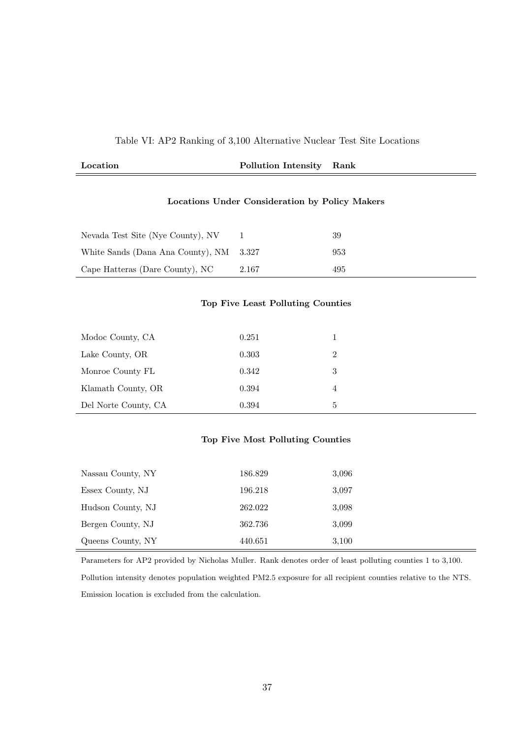Table VI: AP2 Ranking of 3,100 Alternative Nuclear Test Site Locations

| **Location** | **Pollution Intensity** | **Rank** |
|---|---|---|
| | **Locations Under Consideration by Policy Makers** | |
| Nevada Test Site (Nye County), NV | 1 | 39 |
| White Sands (Dana Ana County), NM | 3.327 | 953 |
| Cape Hatteras (Dare County), NC | 2.167 | 495 |
| | **Top Five Least Polluting Counties** | |
| Modoc County, CA | 0.251 | 1 |
| Lake County, OR | 0.303 | 2 |
| Monroe County FL | 0.342 | 3 |
| Klamath County, OR | 0.394 | 4 |
| Del Norte County, CA | 0.394 | 5 |
| | **Top Five Most Polluting Counties** | |
| Nassau County, NY | 186.829 | 3,096 |
| Essex County, NJ | 196.218 | 3,097 |
| Hudson County, NJ | 262.022 | 3,098 |
| Bergen County, NJ | 362.736 | 3,099 |
| Queens County, NY | 440.651 | 3,100 |

Parameters for AP2 provided by Nicholas Muller. Rank denotes order of least polluting counties 1 to 3,100.

Pollution intensity denotes population weighted PM2.5 exposure for all recipient counties relative to the NTS.

Emission location is excluded from the calculation.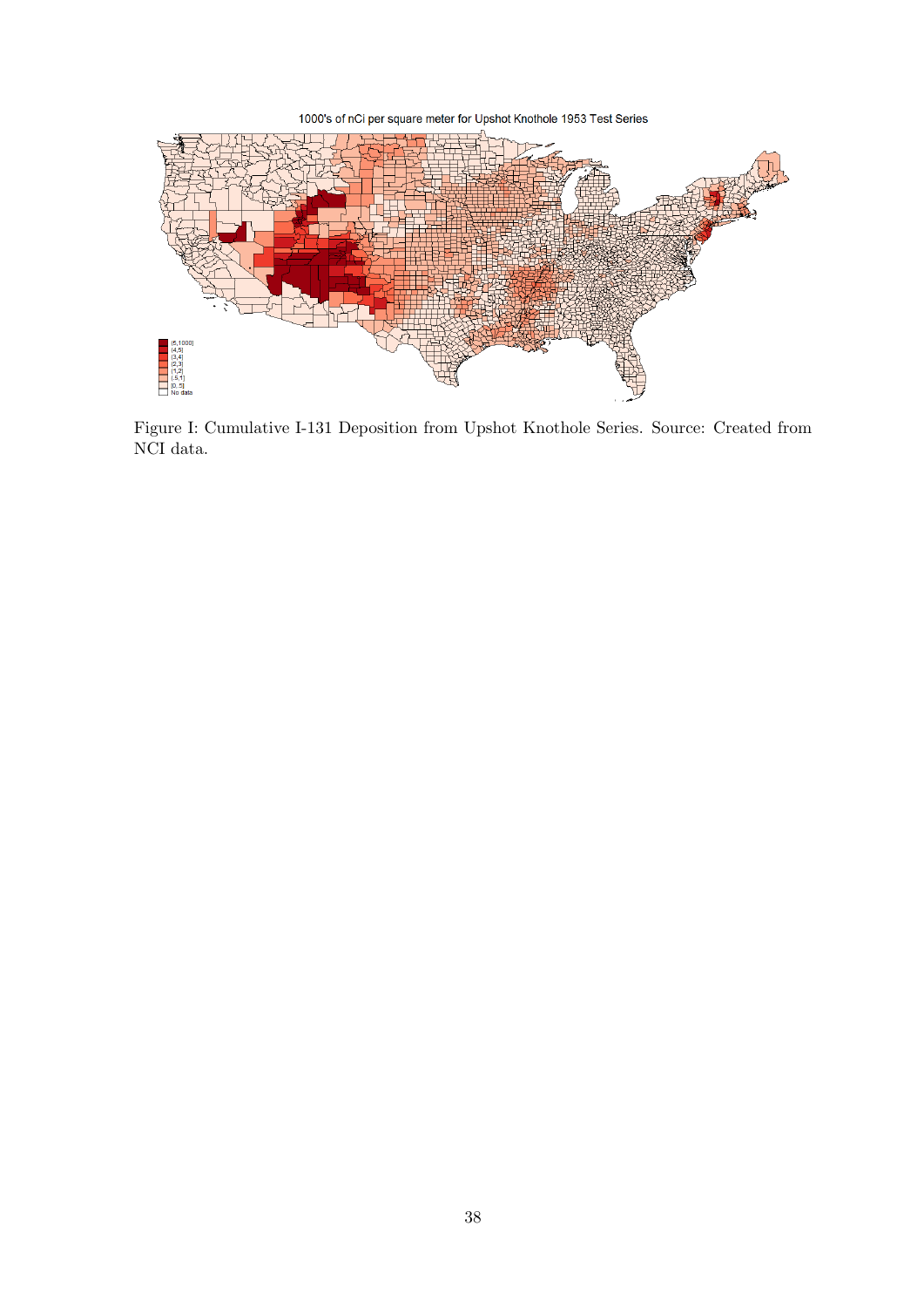1000's of nCi per square meter for Upshot Knothole 1953 Test Series

Figure I: Cumulative I-131 Deposition from Upshot Knothole Series. Source: Created from NCI data.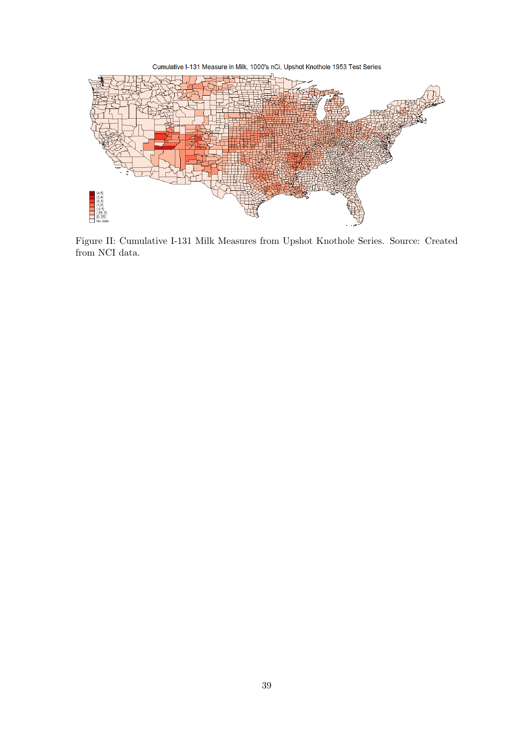Figure II: Cumulative I-131 Milk Measures from Upshot Knothole Series. Source: Created from NCI data.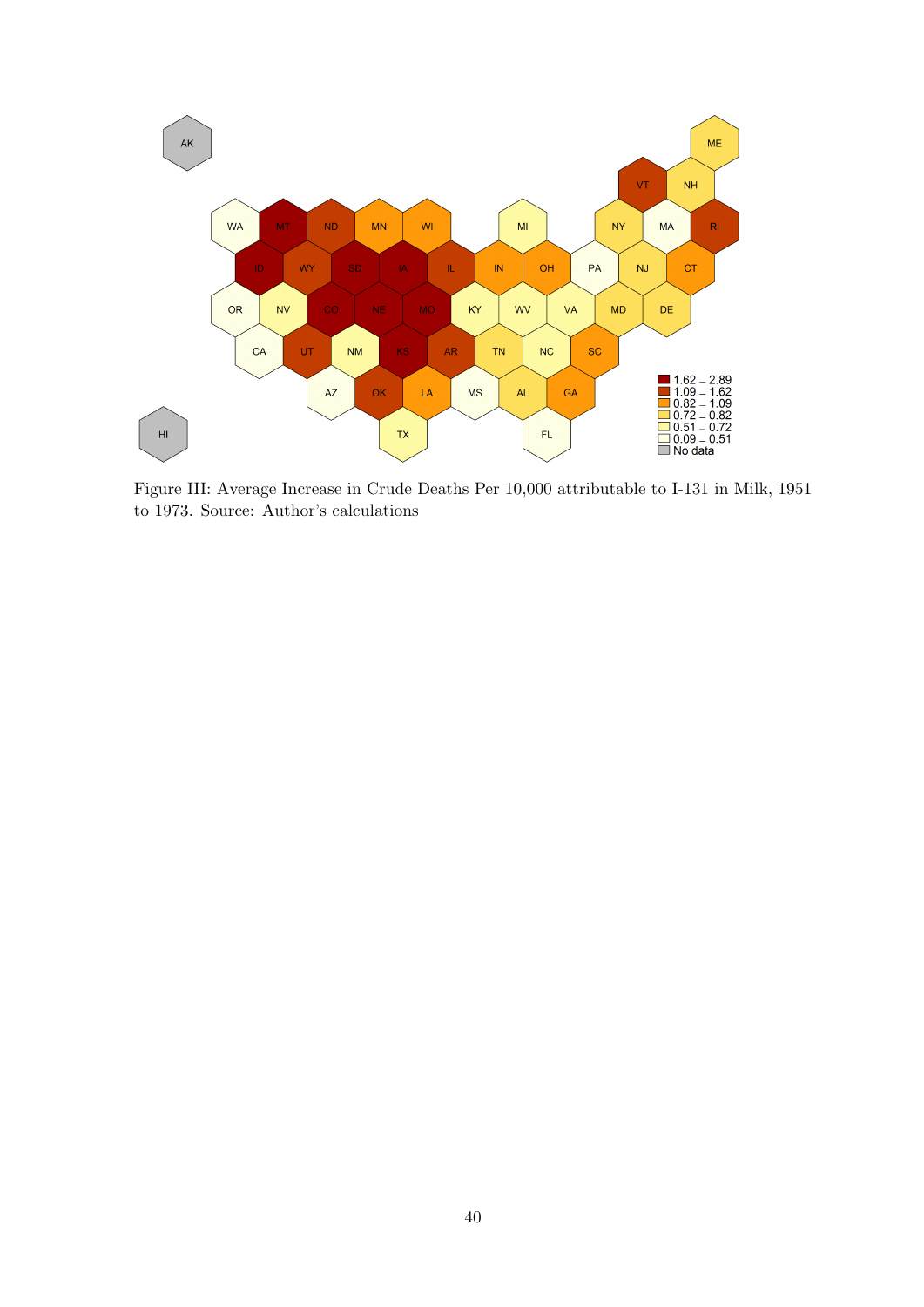Figure III: Average Increase in Crude Deaths Per 10,000 attributable to I-131 in Milk, 1951 to 1973. Source: Author's calculations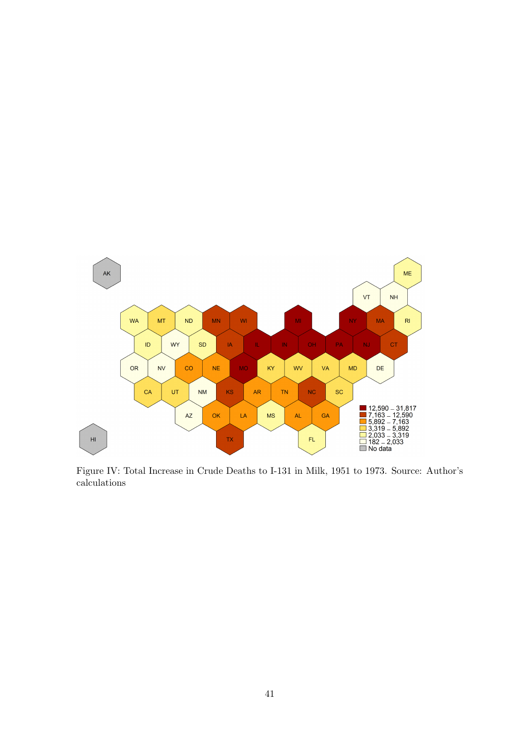AK

ME

VT NH

WA MT ND MN WI MI NY MA RI

ID WY SD IA IL IN OH PA NJ CT

OR NV CO NE MO KY WV VA MD DE

CA UT NM KS AR TN NC SC

AZ OK LA MS AL GA

HI

TX FL

12,590 – 31,817
7,163 – 12,590
5,892 – 7,163
3,319 – 5,892
2,033 – 3,319
182 – 2,033
No data

Figure IV: Total Increase in Crude Deaths to I-131 in Milk, 1951 to 1973. Source: Author's calculations